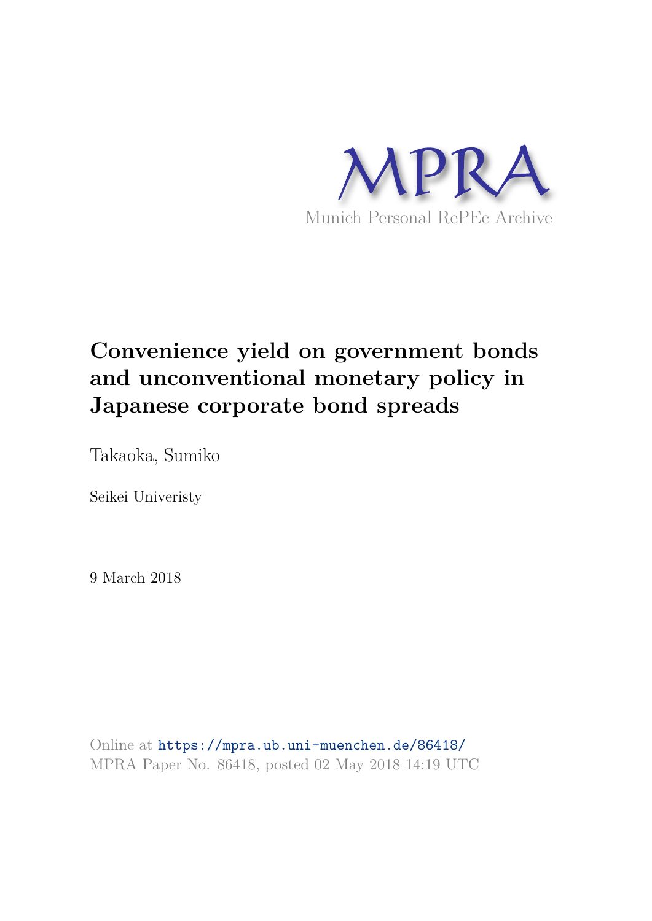MPRA

Munich Personal RePEc Archive

# Convenience yield on government bonds and unconventional monetary policy in Japanese corporate bond spreads

Takaoka, Sumiko

Seikei Univeristy

9 March 2018

Online at https://mpra.ub.uni-muenchen.de/86418/
MPRA Paper No. 86418, posted 02 May 2018 14:19 UTC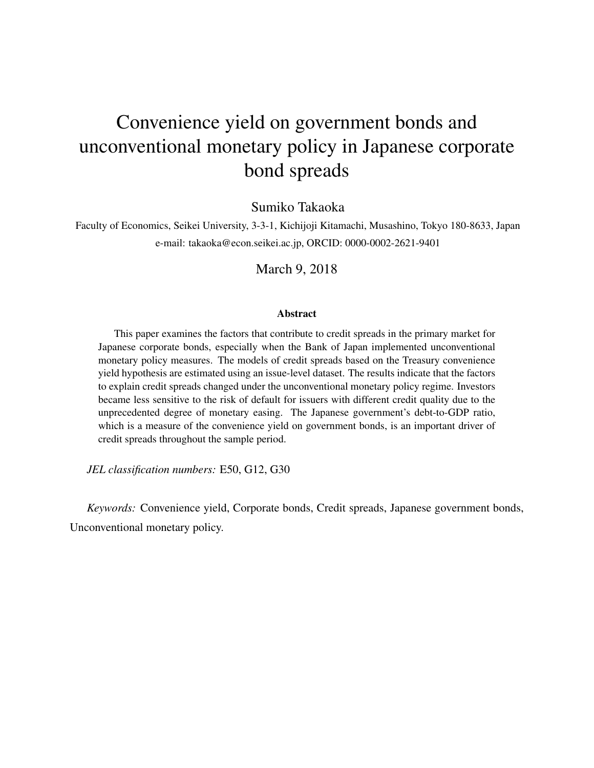# Convenience yield on government bonds and unconventional monetary policy in Japanese corporate bond spreads

Sumiko Takaoka

Faculty of Economics, Seikei University, 3-3-1, Kichijoji Kitamachi, Musashino, Tokyo 180-8633, Japan

e-mail: takaoka@econ.seikei.ac.jp, ORCID: 0000-0002-2621-9401

March 9, 2018

**Abstract**

This paper examines the factors that contribute to credit spreads in the primary market for Japanese corporate bonds, especially when the Bank of Japan implemented unconventional monetary policy measures. The models of credit spreads based on the Treasury convenience yield hypothesis are estimated using an issue-level dataset. The results indicate that the factors to explain credit spreads changed under the unconventional monetary policy regime. Investors became less sensitive to the risk of default for issuers with different credit quality due to the unprecedented degree of monetary easing. The Japanese government's debt-to-GDP ratio, which is a measure of the convenience yield on government bonds, is an important driver of credit spreads throughout the sample period.

*JEL classification numbers:* E50, G12, G30

*Keywords:* Convenience yield, Corporate bonds, Credit spreads, Japanese government bonds, Unconventional monetary policy.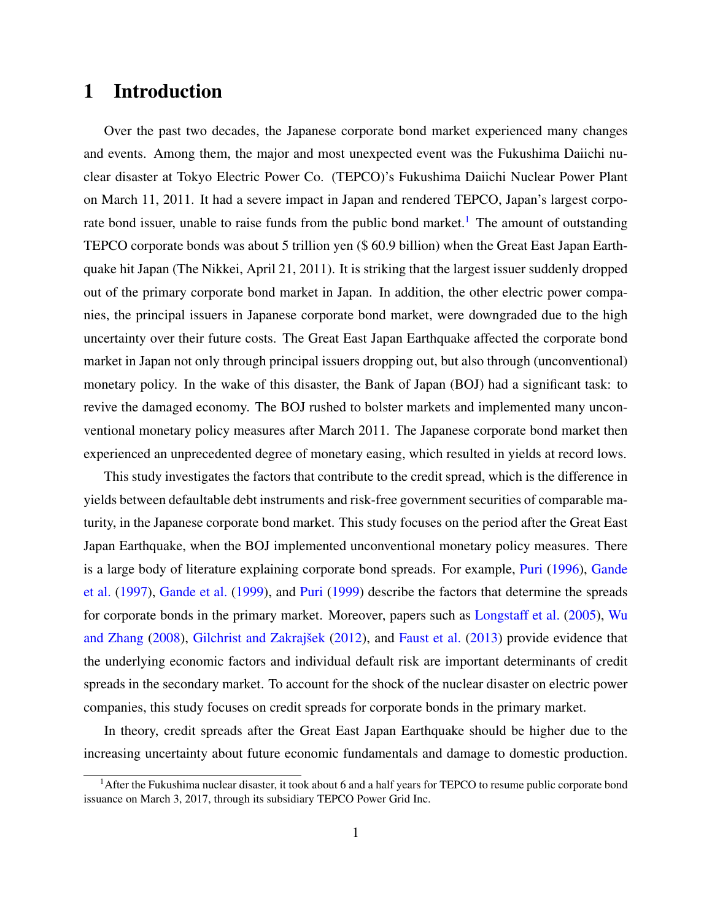# 1 Introduction

Over the past two decades, the Japanese corporate bond market experienced many changes and events. Among them, the major and most unexpected event was the Fukushima Daiichi nuclear disaster at Tokyo Electric Power Co. (TEPCO)'s Fukushima Daiichi Nuclear Power Plant on March 11, 2011. It had a severe impact in Japan and rendered TEPCO, Japan's largest corporate bond issuer, unable to raise funds from the public bond market.[1] The amount of outstanding TEPCO corporate bonds was about 5 trillion yen ($ 60.9 billion) when the Great East Japan Earthquake hit Japan (The Nikkei, April 21, 2011). It is striking that the largest issuer suddenly dropped out of the primary corporate bond market in Japan. In addition, the other electric power companies, the principal issuers in Japanese corporate bond market, were downgraded due to the high uncertainty over their future costs. The Great East Japan Earthquake affected the corporate bond market in Japan not only through principal issuers dropping out, but also through (unconventional) monetary policy. In the wake of this disaster, the Bank of Japan (BOJ) had a significant task: to revive the damaged economy. The BOJ rushed to bolster markets and implemented many unconventional monetary policy measures after March 2011. The Japanese corporate bond market then experienced an unprecedented degree of monetary easing, which resulted in yields at record lows.

This study investigates the factors that contribute to the credit spread, which is the difference in yields between defaultable debt instruments and risk-free government securities of comparable maturity, in the Japanese corporate bond market. This study focuses on the period after the Great East Japan Earthquake, when the BOJ implemented unconventional monetary policy measures. There is a large body of literature explaining corporate bond spreads. For example, Puri (1996), Gande et al. (1997), Gande et al. (1999), and Puri (1999) describe the factors that determine the spreads for corporate bonds in the primary market. Moreover, papers such as Longstaff et al. (2005), Wu and Zhang (2008), Gilchrist and Zakrajšek (2012), and Faust et al. (2013) provide evidence that the underlying economic factors and individual default risk are important determinants of credit spreads in the secondary market. To account for the shock of the nuclear disaster on electric power companies, this study focuses on credit spreads for corporate bonds in the primary market.

In theory, credit spreads after the Great East Japan Earthquake should be higher due to the increasing uncertainty about future economic fundamentals and damage to domestic production.

[1] After the Fukushima nuclear disaster, it took about 6 and a half years for TEPCO to resume public corporate bond issuance on March 3, 2017, through its subsidiary TEPCO Power Grid Inc.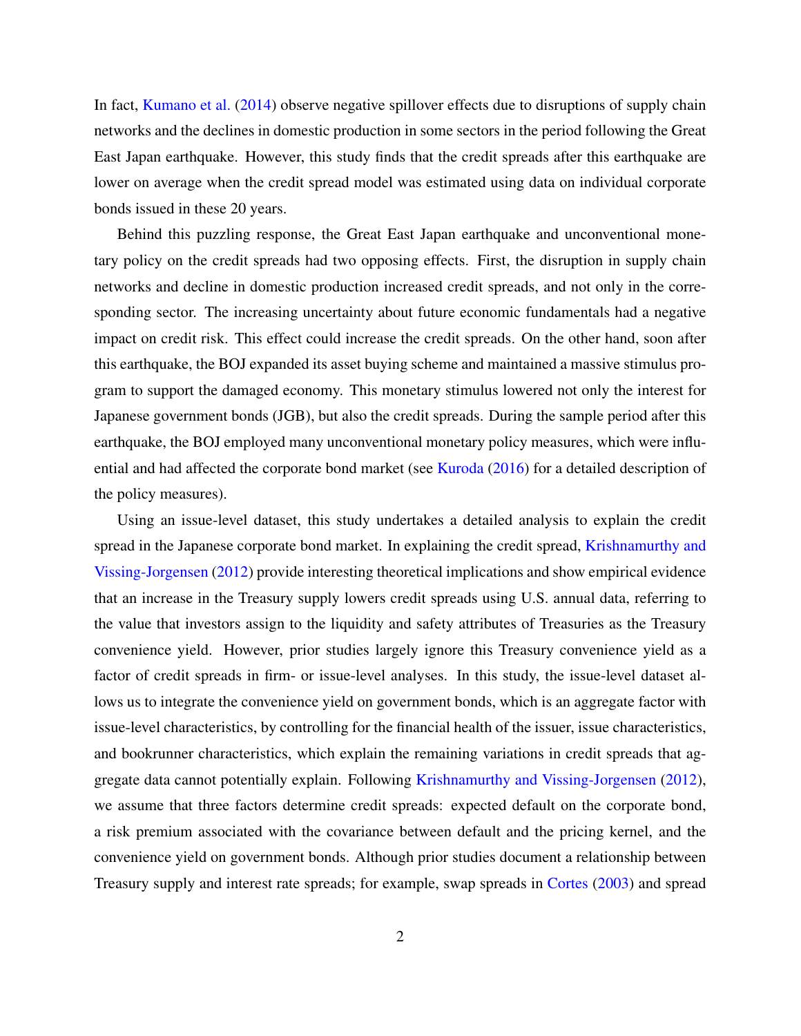In fact, Kumano et al. (2014) observe negative spillover effects due to disruptions of supply chain networks and the declines in domestic production in some sectors in the period following the Great East Japan earthquake. However, this study finds that the credit spreads after this earthquake are lower on average when the credit spread model was estimated using data on individual corporate bonds issued in these 20 years.

Behind this puzzling response, the Great East Japan earthquake and unconventional monetary policy on the credit spreads had two opposing effects. First, the disruption in supply chain networks and decline in domestic production increased credit spreads, and not only in the corresponding sector. The increasing uncertainty about future economic fundamentals had a negative impact on credit risk. This effect could increase the credit spreads. On the other hand, soon after this earthquake, the BOJ expanded its asset buying scheme and maintained a massive stimulus program to support the damaged economy. This monetary stimulus lowered not only the interest for Japanese government bonds (JGB), but also the credit spreads. During the sample period after this earthquake, the BOJ employed many unconventional monetary policy measures, which were influential and had affected the corporate bond market (see Kuroda (2016) for a detailed description of the policy measures).

Using an issue-level dataset, this study undertakes a detailed analysis to explain the credit spread in the Japanese corporate bond market. In explaining the credit spread, Krishnamurthy and Vissing-Jorgensen (2012) provide interesting theoretical implications and show empirical evidence that an increase in the Treasury supply lowers credit spreads using U.S. annual data, referring to the value that investors assign to the liquidity and safety attributes of Treasuries as the Treasury convenience yield. However, prior studies largely ignore this Treasury convenience yield as a factor of credit spreads in firm- or issue-level analyses. In this study, the issue-level dataset allows us to integrate the convenience yield on government bonds, which is an aggregate factor with issue-level characteristics, by controlling for the financial health of the issuer, issue characteristics, and bookrunner characteristics, which explain the remaining variations in credit spreads that aggregate data cannot potentially explain. Following Krishnamurthy and Vissing-Jorgensen (2012), we assume that three factors determine credit spreads: expected default on the corporate bond, a risk premium associated with the covariance between default and the pricing kernel, and the convenience yield on government bonds. Although prior studies document a relationship between Treasury supply and interest rate spreads; for example, swap spreads in Cortes (2003) and spread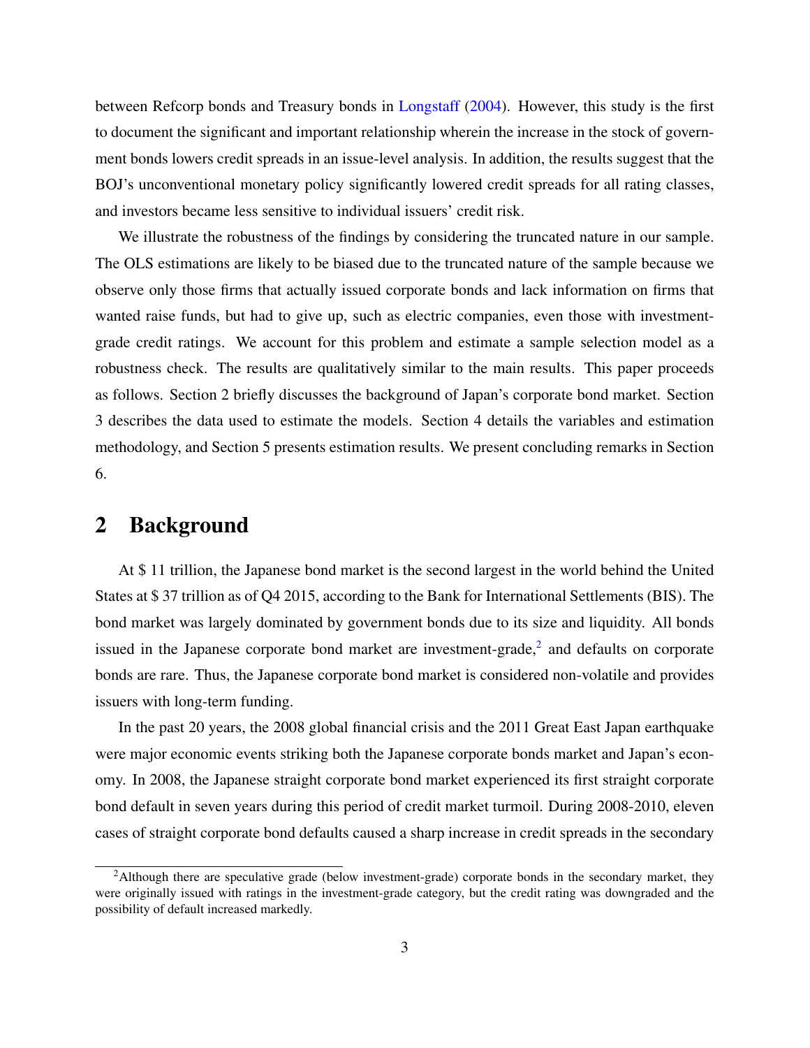between Refcorp bonds and Treasury bonds in Longstaff (2004). However, this study is the first to document the significant and important relationship wherein the increase in the stock of government bonds lowers credit spreads in an issue-level analysis. In addition, the results suggest that the BOJ's unconventional monetary policy significantly lowered credit spreads for all rating classes, and investors became less sensitive to individual issuers' credit risk.

We illustrate the robustness of the findings by considering the truncated nature in our sample. The OLS estimations are likely to be biased due to the truncated nature of the sample because we observe only those firms that actually issued corporate bonds and lack information on firms that wanted raise funds, but had to give up, such as electric companies, even those with investment-grade credit ratings. We account for this problem and estimate a sample selection model as a robustness check. The results are qualitatively similar to the main results. This paper proceeds as follows. Section 2 briefly discusses the background of Japan's corporate bond market. Section 3 describes the data used to estimate the models. Section 4 details the variables and estimation methodology, and Section 5 presents estimation results. We present concluding remarks in Section 6.

## 2 Background

At $ 11 trillion, the Japanese bond market is the second largest in the world behind the United States at $ 37 trillion as of Q4 2015, according to the Bank for International Settlements (BIS). The bond market was largely dominated by government bonds due to its size and liquidity. All bonds issued in the Japanese corporate bond market are investment-grade,[2] and defaults on corporate bonds are rare. Thus, the Japanese corporate bond market is considered non-volatile and provides issuers with long-term funding.

In the past 20 years, the 2008 global financial crisis and the 2011 Great East Japan earthquake were major economic events striking both the Japanese corporate bonds market and Japan's economy. In 2008, the Japanese straight corporate bond market experienced its first straight corporate bond default in seven years during this period of credit market turmoil. During 2008-2010, eleven cases of straight corporate bond defaults caused a sharp increase in credit spreads in the secondary

[2] Although there are speculative grade (below investment-grade) corporate bonds in the secondary market, they were originally issued with ratings in the investment-grade category, but the credit rating was downgraded and the possibility of default increased markedly.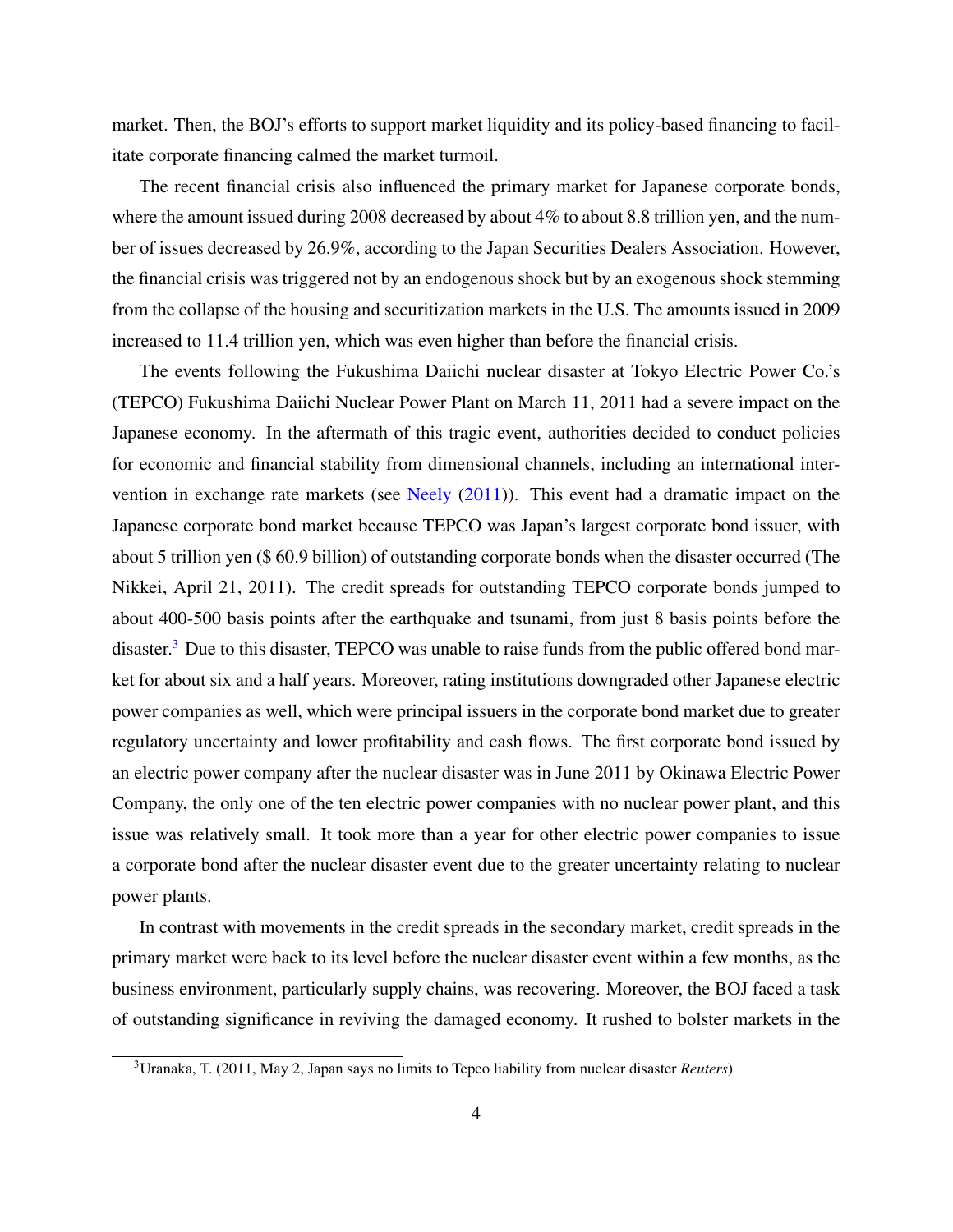market. Then, the BOJ's efforts to support market liquidity and its policy-based financing to facilitate corporate financing calmed the market turmoil.

The recent financial crisis also influenced the primary market for Japanese corporate bonds, where the amount issued during 2008 decreased by about 4% to about 8.8 trillion yen, and the number of issues decreased by 26.9%, according to the Japan Securities Dealers Association. However, the financial crisis was triggered not by an endogenous shock but by an exogenous shock stemming from the collapse of the housing and securitization markets in the U.S. The amounts issued in 2009 increased to 11.4 trillion yen, which was even higher than before the financial crisis.

The events following the Fukushima Daiichi nuclear disaster at Tokyo Electric Power Co.'s (TEPCO) Fukushima Daiichi Nuclear Power Plant on March 11, 2011 had a severe impact on the Japanese economy. In the aftermath of this tragic event, authorities decided to conduct policies for economic and financial stability from dimensional channels, including an international intervention in exchange rate markets (see Neely (2011)). This event had a dramatic impact on the Japanese corporate bond market because TEPCO was Japan's largest corporate bond issuer, with about 5 trillion yen ($ 60.9 billion) of outstanding corporate bonds when the disaster occurred (The Nikkei, April 21, 2011). The credit spreads for outstanding TEPCO corporate bonds jumped to about 400-500 basis points after the earthquake and tsunami, from just 8 basis points before the disaster.[3] Due to this disaster, TEPCO was unable to raise funds from the public offered bond market for about six and a half years. Moreover, rating institutions downgraded other Japanese electric power companies as well, which were principal issuers in the corporate bond market due to greater regulatory uncertainty and lower profitability and cash flows. The first corporate bond issued by an electric power company after the nuclear disaster was in June 2011 by Okinawa Electric Power Company, the only one of the ten electric power companies with no nuclear power plant, and this issue was relatively small. It took more than a year for other electric power companies to issue a corporate bond after the nuclear disaster event due to the greater uncertainty relating to nuclear power plants.

In contrast with movements in the credit spreads in the secondary market, credit spreads in the primary market were back to its level before the nuclear disaster event within a few months, as the business environment, particularly supply chains, was recovering. Moreover, the BOJ faced a task of outstanding significance in reviving the damaged economy. It rushed to bolster markets in the

[3] Uranaka, T. (2011, May 2, Japan says no limits to Tepco liability from nuclear disaster *Reuters*)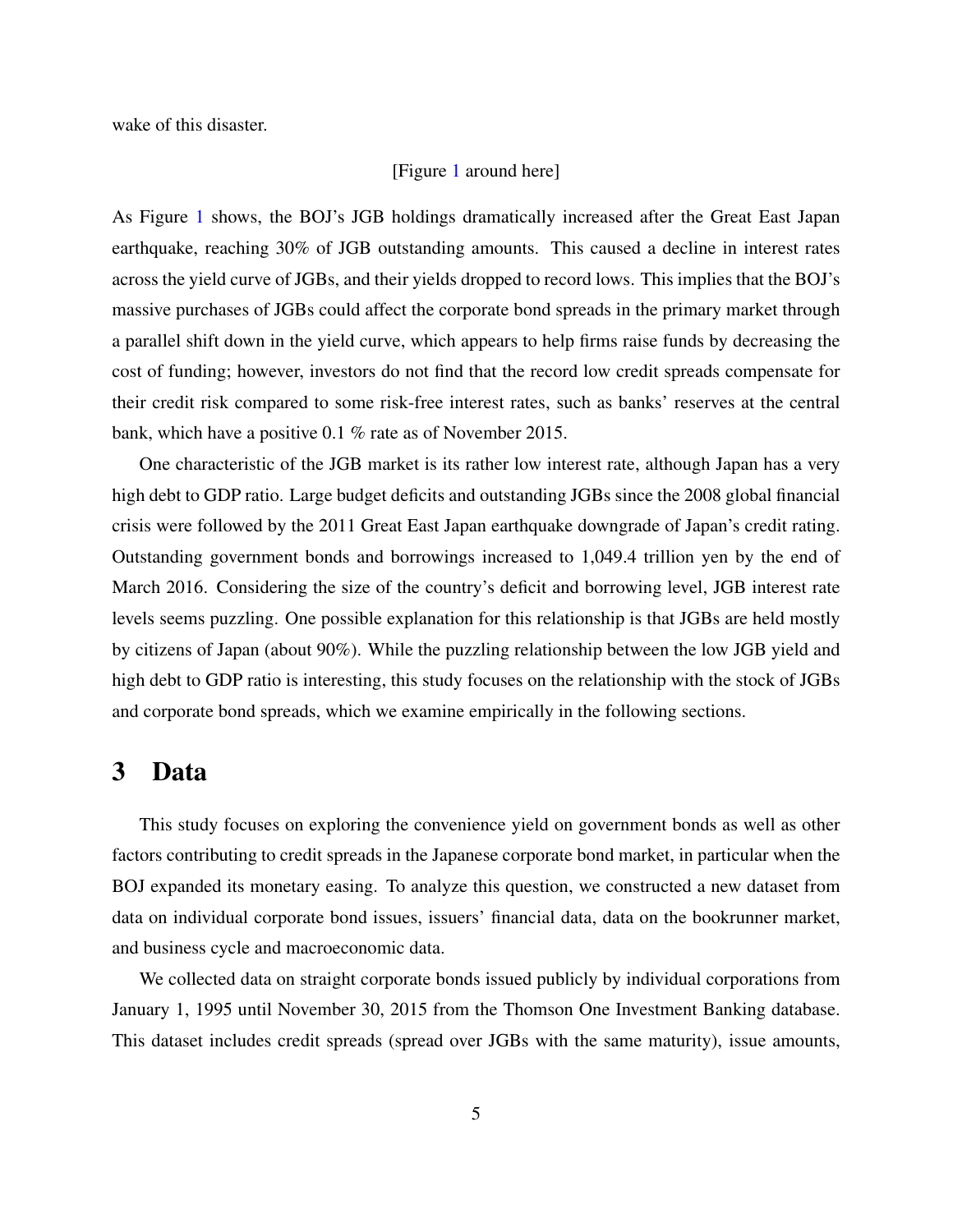wake of this disaster.

[Figure 1 around here]

As Figure 1 shows, the BOJ's JGB holdings dramatically increased after the Great East Japan earthquake, reaching 30% of JGB outstanding amounts. This caused a decline in interest rates across the yield curve of JGBs, and their yields dropped to record lows. This implies that the BOJ's massive purchases of JGBs could affect the corporate bond spreads in the primary market through a parallel shift down in the yield curve, which appears to help firms raise funds by decreasing the cost of funding; however, investors do not find that the record low credit spreads compensate for their credit risk compared to some risk-free interest rates, such as banks' reserves at the central bank, which have a positive 0.1 % rate as of November 2015.

One characteristic of the JGB market is its rather low interest rate, although Japan has a very high debt to GDP ratio. Large budget deficits and outstanding JGBs since the 2008 global financial crisis were followed by the 2011 Great East Japan earthquake downgrade of Japan's credit rating. Outstanding government bonds and borrowings increased to 1,049.4 trillion yen by the end of March 2016. Considering the size of the country's deficit and borrowing level, JGB interest rate levels seems puzzling. One possible explanation for this relationship is that JGBs are held mostly by citizens of Japan (about 90%). While the puzzling relationship between the low JGB yield and high debt to GDP ratio is interesting, this study focuses on the relationship with the stock of JGBs and corporate bond spreads, which we examine empirically in the following sections.

# 3 Data

This study focuses on exploring the convenience yield on government bonds as well as other factors contributing to credit spreads in the Japanese corporate bond market, in particular when the BOJ expanded its monetary easing. To analyze this question, we constructed a new dataset from data on individual corporate bond issues, issuers' financial data, data on the bookrunner market, and business cycle and macroeconomic data.

We collected data on straight corporate bonds issued publicly by individual corporations from January 1, 1995 until November 30, 2015 from the Thomson One Investment Banking database. This dataset includes credit spreads (spread over JGBs with the same maturity), issue amounts,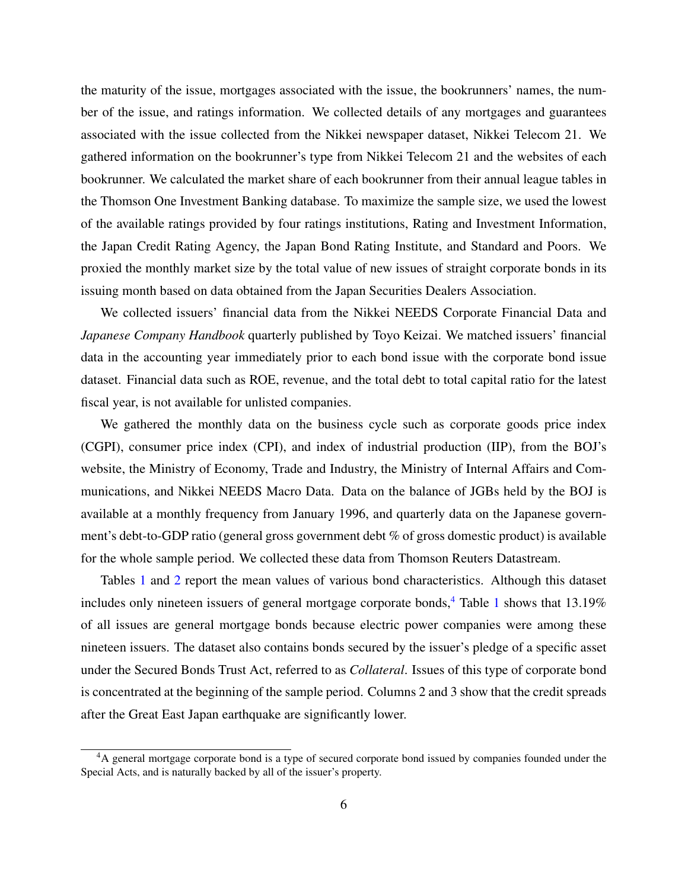the maturity of the issue, mortgages associated with the issue, the bookrunners' names, the number of the issue, and ratings information. We collected details of any mortgages and guarantees associated with the issue collected from the Nikkei newspaper dataset, Nikkei Telecom 21. We gathered information on the bookrunner's type from Nikkei Telecom 21 and the websites of each bookrunner. We calculated the market share of each bookrunner from their annual league tables in the Thomson One Investment Banking database. To maximize the sample size, we used the lowest of the available ratings provided by four ratings institutions, Rating and Investment Information, the Japan Credit Rating Agency, the Japan Bond Rating Institute, and Standard and Poors. We proxied the monthly market size by the total value of new issues of straight corporate bonds in its issuing month based on data obtained from the Japan Securities Dealers Association.

We collected issuers' financial data from the Nikkei NEEDS Corporate Financial Data and *Japanese Company Handbook* quarterly published by Toyo Keizai. We matched issuers' financial data in the accounting year immediately prior to each bond issue with the corporate bond issue dataset. Financial data such as ROE, revenue, and the total debt to total capital ratio for the latest fiscal year, is not available for unlisted companies.

We gathered the monthly data on the business cycle such as corporate goods price index (CGPI), consumer price index (CPI), and index of industrial production (IIP), from the BOJ's website, the Ministry of Economy, Trade and Industry, the Ministry of Internal Affairs and Communications, and Nikkei NEEDS Macro Data. Data on the balance of JGBs held by the BOJ is available at a monthly frequency from January 1996, and quarterly data on the Japanese government's debt-to-GDP ratio (general gross government debt % of gross domestic product) is available for the whole sample period. We collected these data from Thomson Reuters Datastream.

Tables 1 and 2 report the mean values of various bond characteristics. Although this dataset includes only nineteen issuers of general mortgage corporate bonds,[4] Table 1 shows that 13.19% of all issues are general mortgage bonds because electric power companies were among these nineteen issuers. The dataset also contains bonds secured by the issuer's pledge of a specific asset under the Secured Bonds Trust Act, referred to as *Collateral*. Issues of this type of corporate bond is concentrated at the beginning of the sample period. Columns 2 and 3 show that the credit spreads after the Great East Japan earthquake are significantly lower.

[4] A general mortgage corporate bond is a type of secured corporate bond issued by companies founded under the Special Acts, and is naturally backed by all of the issuer's property.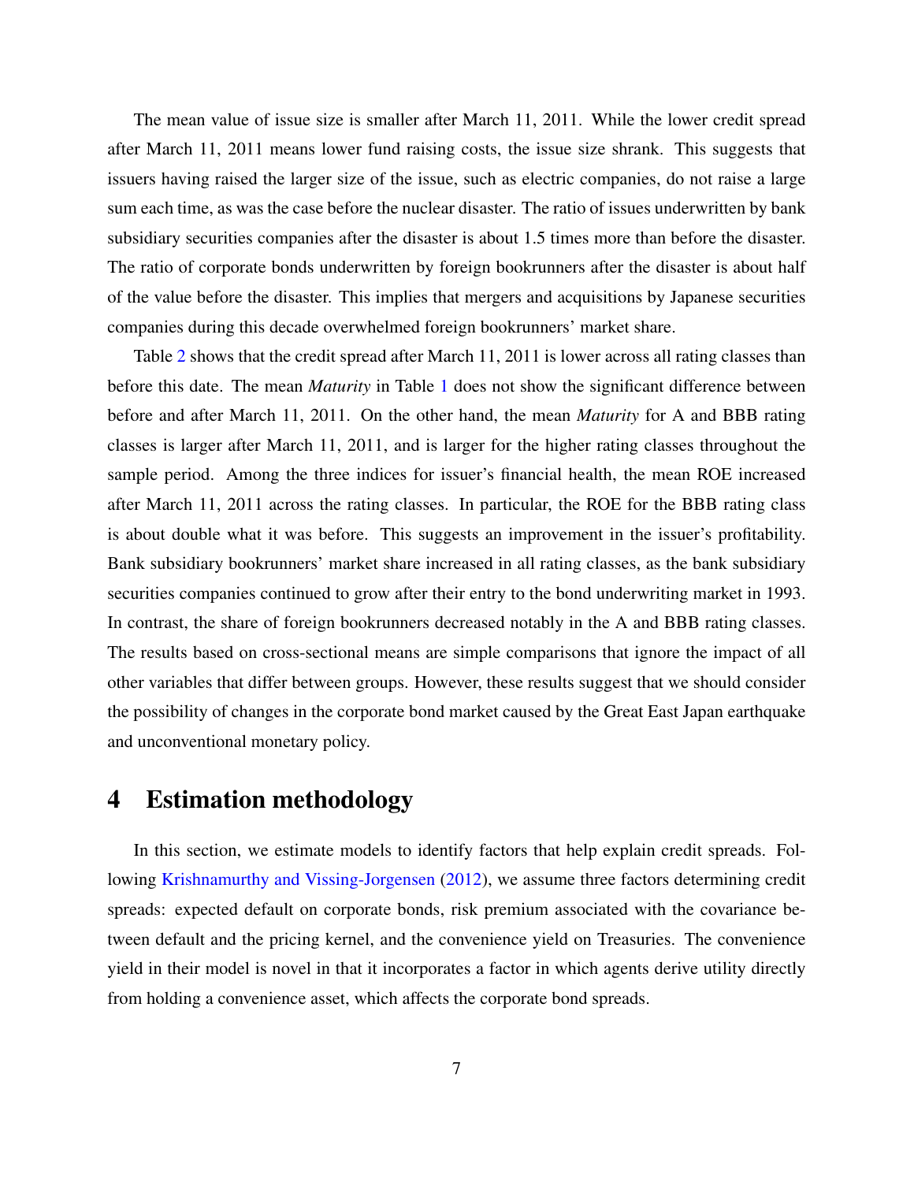The mean value of issue size is smaller after March 11, 2011. While the lower credit spread after March 11, 2011 means lower fund raising costs, the issue size shrank. This suggests that issuers having raised the larger size of the issue, such as electric companies, do not raise a large sum each time, as was the case before the nuclear disaster. The ratio of issues underwritten by bank subsidiary securities companies after the disaster is about 1.5 times more than before the disaster. The ratio of corporate bonds underwritten by foreign bookrunners after the disaster is about half of the value before the disaster. This implies that mergers and acquisitions by Japanese securities companies during this decade overwhelmed foreign bookrunners' market share.

Table 2 shows that the credit spread after March 11, 2011 is lower across all rating classes than before this date. The mean *Maturity* in Table 1 does not show the significant difference between before and after March 11, 2011. On the other hand, the mean *Maturity* for A and BBB rating classes is larger after March 11, 2011, and is larger for the higher rating classes throughout the sample period. Among the three indices for issuer's financial health, the mean ROE increased after March 11, 2011 across the rating classes. In particular, the ROE for the BBB rating class is about double what it was before. This suggests an improvement in the issuer's profitability. Bank subsidiary bookrunners' market share increased in all rating classes, as the bank subsidiary securities companies continued to grow after their entry to the bond underwriting market in 1993. In contrast, the share of foreign bookrunners decreased notably in the A and BBB rating classes. The results based on cross-sectional means are simple comparisons that ignore the impact of all other variables that differ between groups. However, these results suggest that we should consider the possibility of changes in the corporate bond market caused by the Great East Japan earthquake and unconventional monetary policy.

# 4 Estimation methodology

In this section, we estimate models to identify factors that help explain credit spreads. Following Krishnamurthy and Vissing-Jorgensen (2012), we assume three factors determining credit spreads: expected default on corporate bonds, risk premium associated with the covariance between default and the pricing kernel, and the convenience yield on Treasuries. The convenience yield in their model is novel in that it incorporates a factor in which agents derive utility directly from holding a convenience asset, which affects the corporate bond spreads.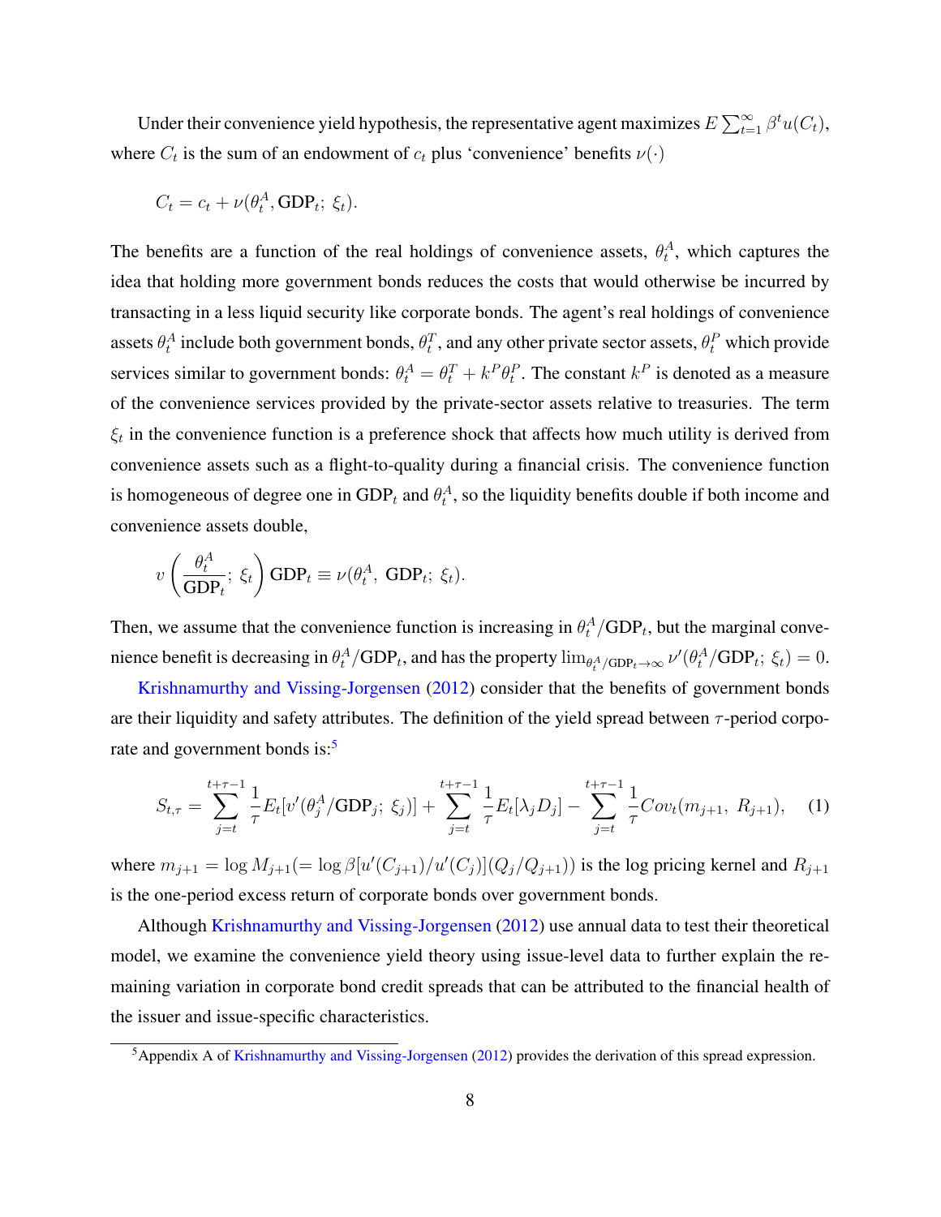Under their convenience yield hypothesis, the representative agent maximizes $E\sum_{t=1}^{\infty}\beta^t u(C_t)$, where $C_t$ is the sum of an endowment of $c_t$ plus 'convenience' benefits $\nu(\cdot)$

$$C_t = c_t + \nu(\theta_t^A, \text{GDP}_t;\ \xi_t).$$

The benefits are a function of the real holdings of convenience assets, $\theta_t^A$, which captures the idea that holding more government bonds reduces the costs that would otherwise be incurred by transacting in a less liquid security like corporate bonds. The agent's real holdings of convenience assets $\theta_t^A$ include both government bonds, $\theta_t^T$, and any other private sector assets, $\theta_t^P$ which provide services similar to government bonds: $\theta_t^A = \theta_t^T + k^P\theta_t^P$. The constant $k^P$ is denoted as a measure of the convenience services provided by the private-sector assets relative to treasuries. The term $\xi_t$ in the convenience function is a preference shock that affects how much utility is derived from convenience assets such as a flight-to-quality during a financial crisis. The convenience function is homogeneous of degree one in $\text{GDP}_t$ and $\theta_t^A$, so the liquidity benefits double if both income and convenience assets double,

$$v\left(\frac{\theta_t^A}{\text{GDP}_t};\ \xi_t\right)\text{GDP}_t \equiv \nu(\theta_t^A,\ \text{GDP}_t;\ \xi_t).$$

Then, we assume that the convenience function is increasing in $\theta_t^A/\text{GDP}_t$, but the marginal convenience benefit is decreasing in $\theta_t^A/\text{GDP}_t$, and has the property $\lim_{\theta_t^A/\text{GDP}_t\to\infty}\nu'(\theta_t^A/\text{GDP}_t;\ \xi_t) = 0$.

Krishnamurthy and Vissing-Jorgensen (2012) consider that the benefits of government bonds are their liquidity and safety attributes. The definition of the yield spread between $\tau$-period corporate and government bonds is:[5]

$$S_{t,\tau} = \sum_{j=t}^{t+\tau-1}\frac{1}{\tau}E_t[v'(\theta_j^A/\text{GDP}_j;\ \xi_j)] + \sum_{j=t}^{t+\tau-1}\frac{1}{\tau}E_t[\lambda_j D_j] - \sum_{j=t}^{t+\tau-1}\frac{1}{\tau}Cov_t(m_{j+1},\ R_{j+1}), \quad (1)$$

where $m_{j+1} = \log M_{j+1}(= \log\beta[u'(C_{j+1})/u'(C_j)](Q_j/Q_{j+1}))$ is the log pricing kernel and $R_{j+1}$ is the one-period excess return of corporate bonds over government bonds.

Although Krishnamurthy and Vissing-Jorgensen (2012) use annual data to test their theoretical model, we examine the convenience yield theory using issue-level data to further explain the remaining variation in corporate bond credit spreads that can be attributed to the financial health of the issuer and issue-specific characteristics.

[5] Appendix A of Krishnamurthy and Vissing-Jorgensen (2012) provides the derivation of this spread expression.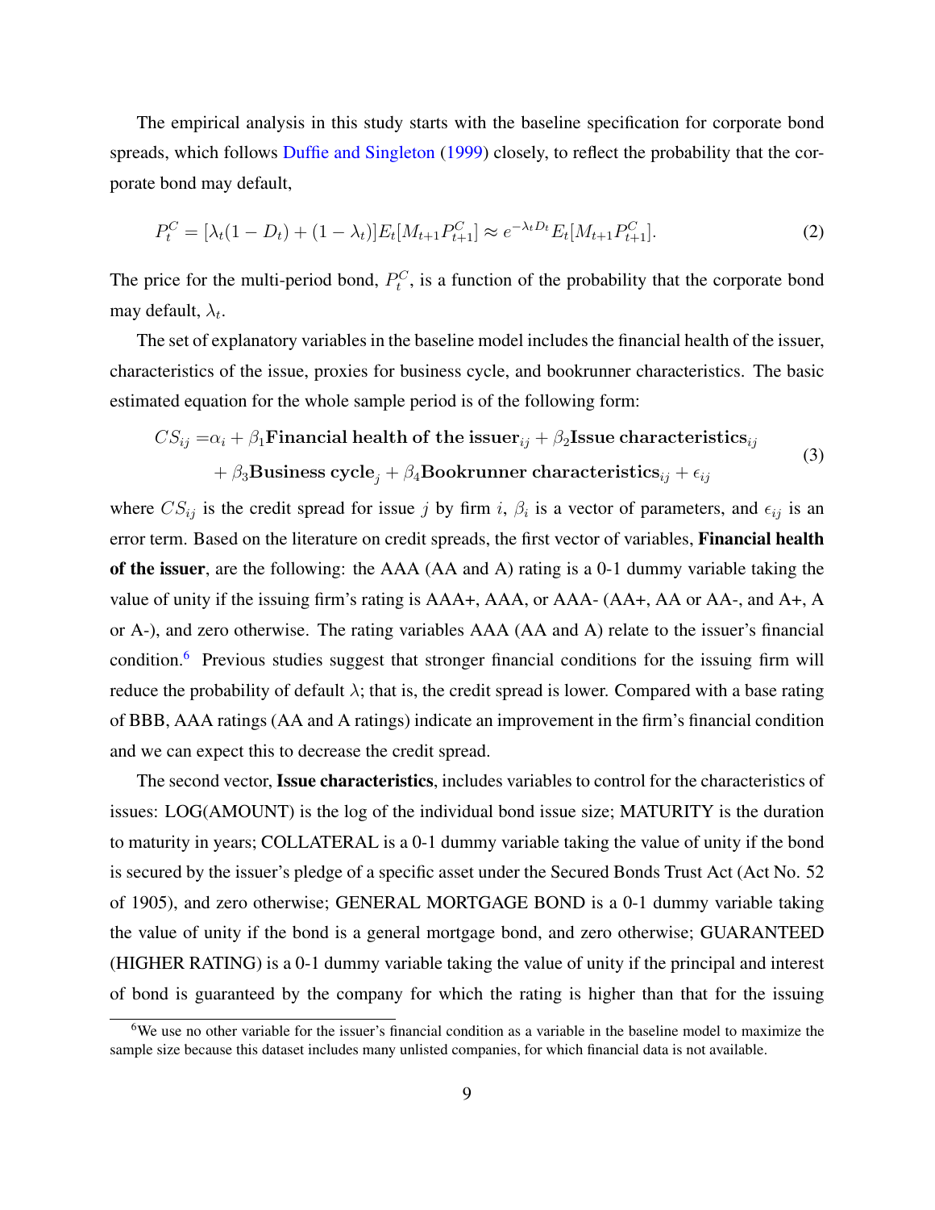The empirical analysis in this study starts with the baseline specification for corporate bond spreads, which follows Duffie and Singleton (1999) closely, to reflect the probability that the corporate bond may default,

$$P_t^C = [\lambda_t(1 - D_t) + (1 - \lambda_t)]E_t[M_{t+1}P_{t+1}^C] \approx e^{-\lambda_t D_t}E_t[M_{t+1}P_{t+1}^C]. \tag{2}$$

The price for the multi-period bond, $P_t^C$, is a function of the probability that the corporate bond may default, $\lambda_t$.

The set of explanatory variables in the baseline model includes the financial health of the issuer, characteristics of the issue, proxies for business cycle, and bookrunner characteristics. The basic estimated equation for the whole sample period is of the following form:

$$\begin{aligned} CS_{ij} =& \alpha_i + \beta_1 \textbf{Financial health of the issuer}_{ij} + \beta_2 \textbf{Issue characteristics}_{ij} \\ &+ \beta_3 \textbf{Business cycle}_j + \beta_4 \textbf{Bookrunner characteristics}_{ij} + \epsilon_{ij} \end{aligned} \tag{3}$$

where $CS_{ij}$ is the credit spread for issue $j$ by firm $i$, $\beta_i$ is a vector of parameters, and $\epsilon_{ij}$ is an error term. Based on the literature on credit spreads, the first vector of variables, **Financial health of the issuer**, are the following: the AAA (AA and A) rating is a 0-1 dummy variable taking the value of unity if the issuing firm's rating is AAA+, AAA, or AAA- (AA+, AA or AA-, and A+, A or A-), and zero otherwise. The rating variables AAA (AA and A) relate to the issuer's financial condition.[6] Previous studies suggest that stronger financial conditions for the issuing firm will reduce the probability of default $\lambda$; that is, the credit spread is lower. Compared with a base rating of BBB, AAA ratings (AA and A ratings) indicate an improvement in the firm's financial condition and we can expect this to decrease the credit spread.

The second vector, **Issue characteristics**, includes variables to control for the characteristics of issues: LOG(AMOUNT) is the log of the individual bond issue size; MATURITY is the duration to maturity in years; COLLATERAL is a 0-1 dummy variable taking the value of unity if the bond is secured by the issuer's pledge of a specific asset under the Secured Bonds Trust Act (Act No. 52 of 1905), and zero otherwise; GENERAL MORTGAGE BOND is a 0-1 dummy variable taking the value of unity if the bond is a general mortgage bond, and zero otherwise; GUARANTEED (HIGHER RATING) is a 0-1 dummy variable taking the value of unity if the principal and interest of bond is guaranteed by the company for which the rating is higher than that for the issuing

[6] We use no other variable for the issuer's financial condition as a variable in the baseline model to maximize the sample size because this dataset includes many unlisted companies, for which financial data is not available.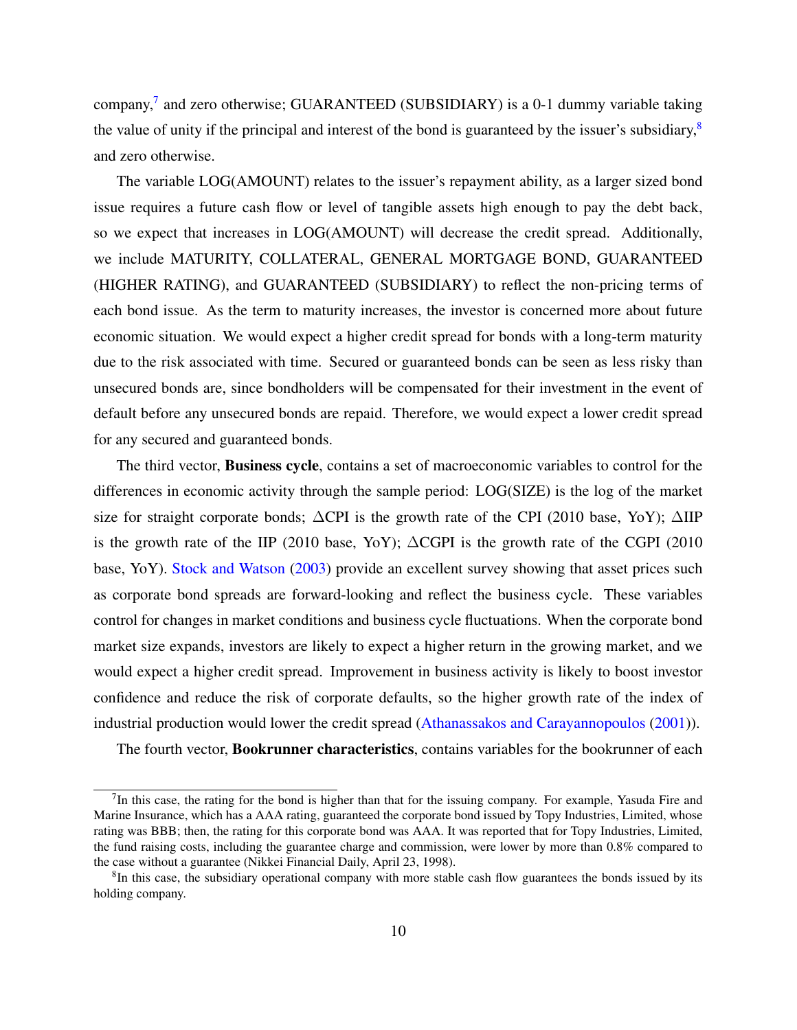company,[7] and zero otherwise; GUARANTEED (SUBSIDIARY) is a 0-1 dummy variable taking the value of unity if the principal and interest of the bond is guaranteed by the issuer's subsidiary,[8] and zero otherwise.

The variable LOG(AMOUNT) relates to the issuer's repayment ability, as a larger sized bond issue requires a future cash flow or level of tangible assets high enough to pay the debt back, so we expect that increases in LOG(AMOUNT) will decrease the credit spread. Additionally, we include MATURITY, COLLATERAL, GENERAL MORTGAGE BOND, GUARANTEED (HIGHER RATING), and GUARANTEED (SUBSIDIARY) to reflect the non-pricing terms of each bond issue. As the term to maturity increases, the investor is concerned more about future economic situation. We would expect a higher credit spread for bonds with a long-term maturity due to the risk associated with time. Secured or guaranteed bonds can be seen as less risky than unsecured bonds are, since bondholders will be compensated for their investment in the event of default before any unsecured bonds are repaid. Therefore, we would expect a lower credit spread for any secured and guaranteed bonds.

The third vector, **Business cycle**, contains a set of macroeconomic variables to control for the differences in economic activity through the sample period: LOG(SIZE) is the log of the market size for straight corporate bonds; $\Delta$CPI is the growth rate of the CPI (2010 base, YoY); $\Delta$IIP is the growth rate of the IIP (2010 base, YoY); $\Delta$CGPI is the growth rate of the CGPI (2010 base, YoY). Stock and Watson (2003) provide an excellent survey showing that asset prices such as corporate bond spreads are forward-looking and reflect the business cycle. These variables control for changes in market conditions and business cycle fluctuations. When the corporate bond market size expands, investors are likely to expect a higher return in the growing market, and we would expect a higher credit spread. Improvement in business activity is likely to boost investor confidence and reduce the risk of corporate defaults, so the higher growth rate of the index of industrial production would lower the credit spread (Athanassakos and Carayannopoulos (2001)).

The fourth vector, **Bookrunner characteristics**, contains variables for the bookrunner of each

---

[7] In this case, the rating for the bond is higher than that for the issuing company. For example, Yasuda Fire and Marine Insurance, which has a AAA rating, guaranteed the corporate bond issued by Topy Industries, Limited, whose rating was BBB; then, the rating for this corporate bond was AAA. It was reported that for Topy Industries, Limited, the fund raising costs, including the guarantee charge and commission, were lower by more than 0.8% compared to the case without a guarantee (Nikkei Financial Daily, April 23, 1998).

[8] In this case, the subsidiary operational company with more stable cash flow guarantees the bonds issued by its holding company.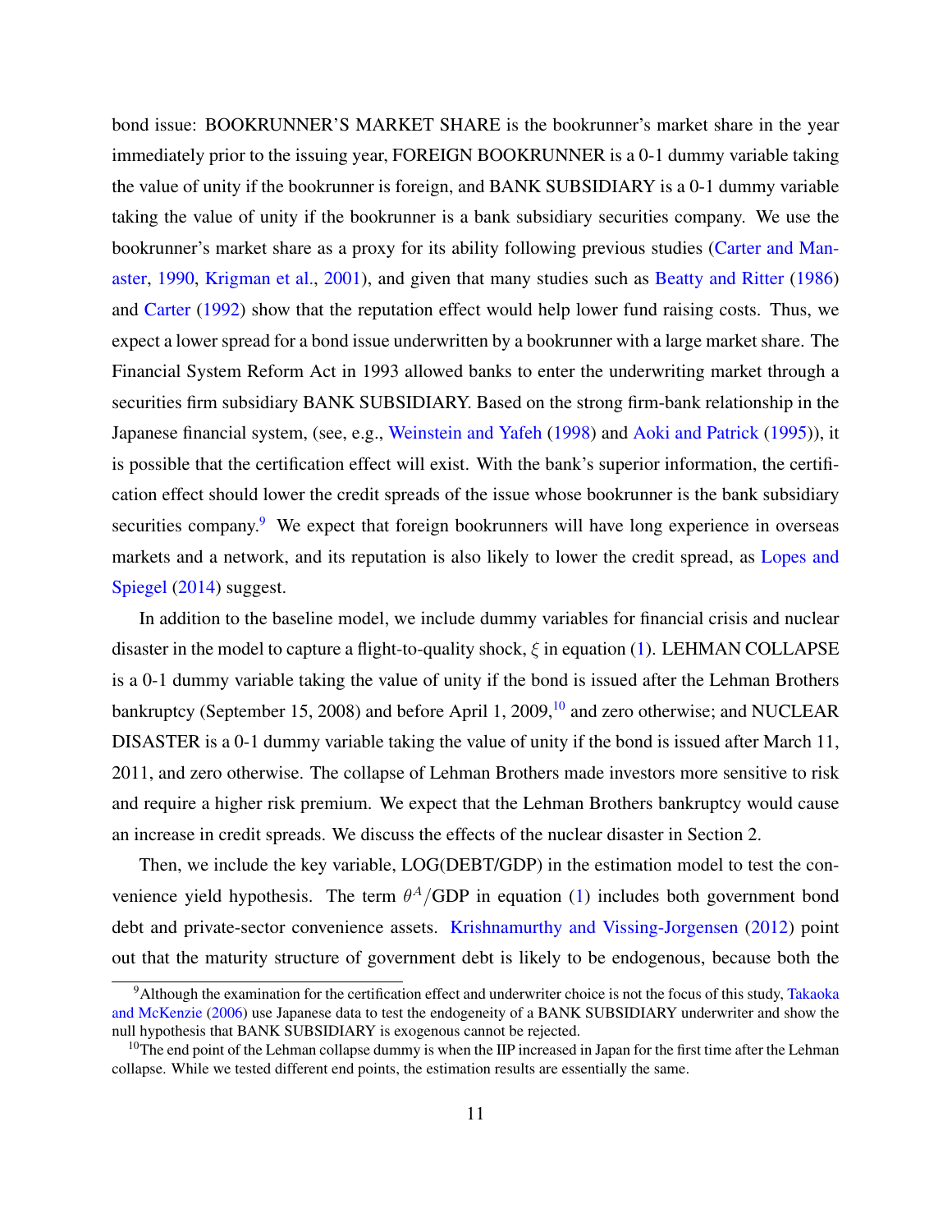bond issue: BOOKRUNNER'S MARKET SHARE is the bookrunner's market share in the year immediately prior to the issuing year, FOREIGN BOOKRUNNER is a 0-1 dummy variable taking the value of unity if the bookrunner is foreign, and BANK SUBSIDIARY is a 0-1 dummy variable taking the value of unity if the bookrunner is a bank subsidiary securities company. We use the bookrunner's market share as a proxy for its ability following previous studies (Carter and Manaster, 1990, Krigman et al., 2001), and given that many studies such as Beatty and Ritter (1986) and Carter (1992) show that the reputation effect would help lower fund raising costs. Thus, we expect a lower spread for a bond issue underwritten by a bookrunner with a large market share. The Financial System Reform Act in 1993 allowed banks to enter the underwriting market through a securities firm subsidiary BANK SUBSIDIARY. Based on the strong firm-bank relationship in the Japanese financial system, (see, e.g., Weinstein and Yafeh (1998) and Aoki and Patrick (1995)), it is possible that the certification effect will exist. With the bank's superior information, the certification effect should lower the credit spreads of the issue whose bookrunner is the bank subsidiary securities company.[9] We expect that foreign bookrunners will have long experience in overseas markets and a network, and its reputation is also likely to lower the credit spread, as Lopes and Spiegel (2014) suggest.

In addition to the baseline model, we include dummy variables for financial crisis and nuclear disaster in the model to capture a flight-to-quality shock, $\xi$ in equation (1). LEHMAN COLLAPSE is a 0-1 dummy variable taking the value of unity if the bond is issued after the Lehman Brothers bankruptcy (September 15, 2008) and before April 1, 2009,[10] and zero otherwise; and NUCLEAR DISASTER is a 0-1 dummy variable taking the value of unity if the bond is issued after March 11, 2011, and zero otherwise. The collapse of Lehman Brothers made investors more sensitive to risk and require a higher risk premium. We expect that the Lehman Brothers bankruptcy would cause an increase in credit spreads. We discuss the effects of the nuclear disaster in Section 2.

Then, we include the key variable, LOG(DEBT/GDP) in the estimation model to test the convenience yield hypothesis. The term $\theta^A$/GDP in equation (1) includes both government bond debt and private-sector convenience assets. Krishnamurthy and Vissing-Jorgensen (2012) point out that the maturity structure of government debt is likely to be endogenous, because both the

[9] Although the examination for the certification effect and underwriter choice is not the focus of this study, Takaoka and McKenzie (2006) use Japanese data to test the endogeneity of a BANK SUBSIDIARY underwriter and show the null hypothesis that BANK SUBSIDIARY is exogenous cannot be rejected.

[10] The end point of the Lehman collapse dummy is when the IIP increased in Japan for the first time after the Lehman collapse. While we tested different end points, the estimation results are essentially the same.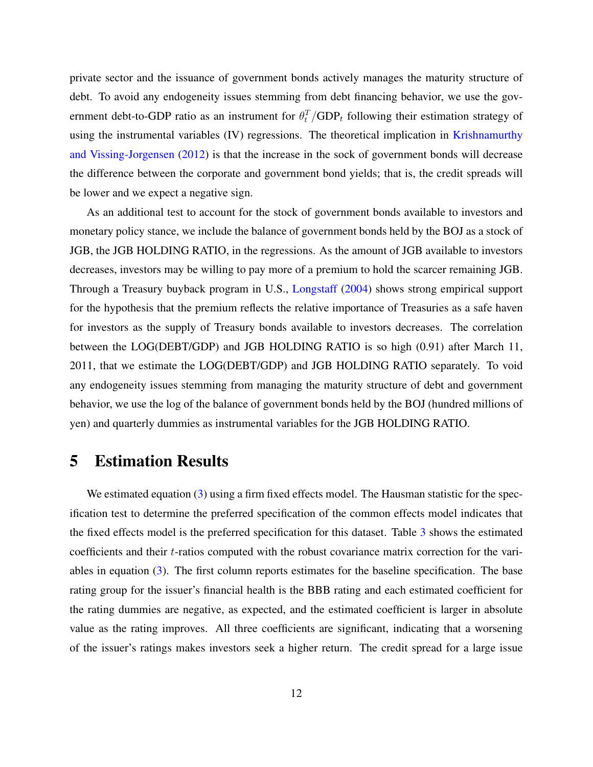private sector and the issuance of government bonds actively manages the maturity structure of debt. To avoid any endogeneity issues stemming from debt financing behavior, we use the government debt-to-GDP ratio as an instrument for $\theta_t^T/\mathrm{GDP}_t$ following their estimation strategy of using the instrumental variables (IV) regressions. The theoretical implication in Krishnamurthy and Vissing-Jorgensen (2012) is that the increase in the sock of government bonds will decrease the difference between the corporate and government bond yields; that is, the credit spreads will be lower and we expect a negative sign.

As an additional test to account for the stock of government bonds available to investors and monetary policy stance, we include the balance of government bonds held by the BOJ as a stock of JGB, the JGB HOLDING RATIO, in the regressions. As the amount of JGB available to investors decreases, investors may be willing to pay more of a premium to hold the scarcer remaining JGB. Through a Treasury buyback program in U.S., Longstaff (2004) shows strong empirical support for the hypothesis that the premium reflects the relative importance of Treasuries as a safe haven for investors as the supply of Treasury bonds available to investors decreases. The correlation between the LOG(DEBT/GDP) and JGB HOLDING RATIO is so high (0.91) after March 11, 2011, that we estimate the LOG(DEBT/GDP) and JGB HOLDING RATIO separately. To void any endogeneity issues stemming from managing the maturity structure of debt and government behavior, we use the log of the balance of government bonds held by the BOJ (hundred millions of yen) and quarterly dummies as instrumental variables for the JGB HOLDING RATIO.

# 5 Estimation Results

We estimated equation (3) using a firm fixed effects model. The Hausman statistic for the specification test to determine the preferred specification of the common effects model indicates that the fixed effects model is the preferred specification for this dataset. Table 3 shows the estimated coefficients and their $t$-ratios computed with the robust covariance matrix correction for the variables in equation (3). The first column reports estimates for the baseline specification. The base rating group for the issuer's financial health is the BBB rating and each estimated coefficient for the rating dummies are negative, as expected, and the estimated coefficient is larger in absolute value as the rating improves. All three coefficients are significant, indicating that a worsening of the issuer's ratings makes investors seek a higher return. The credit spread for a large issue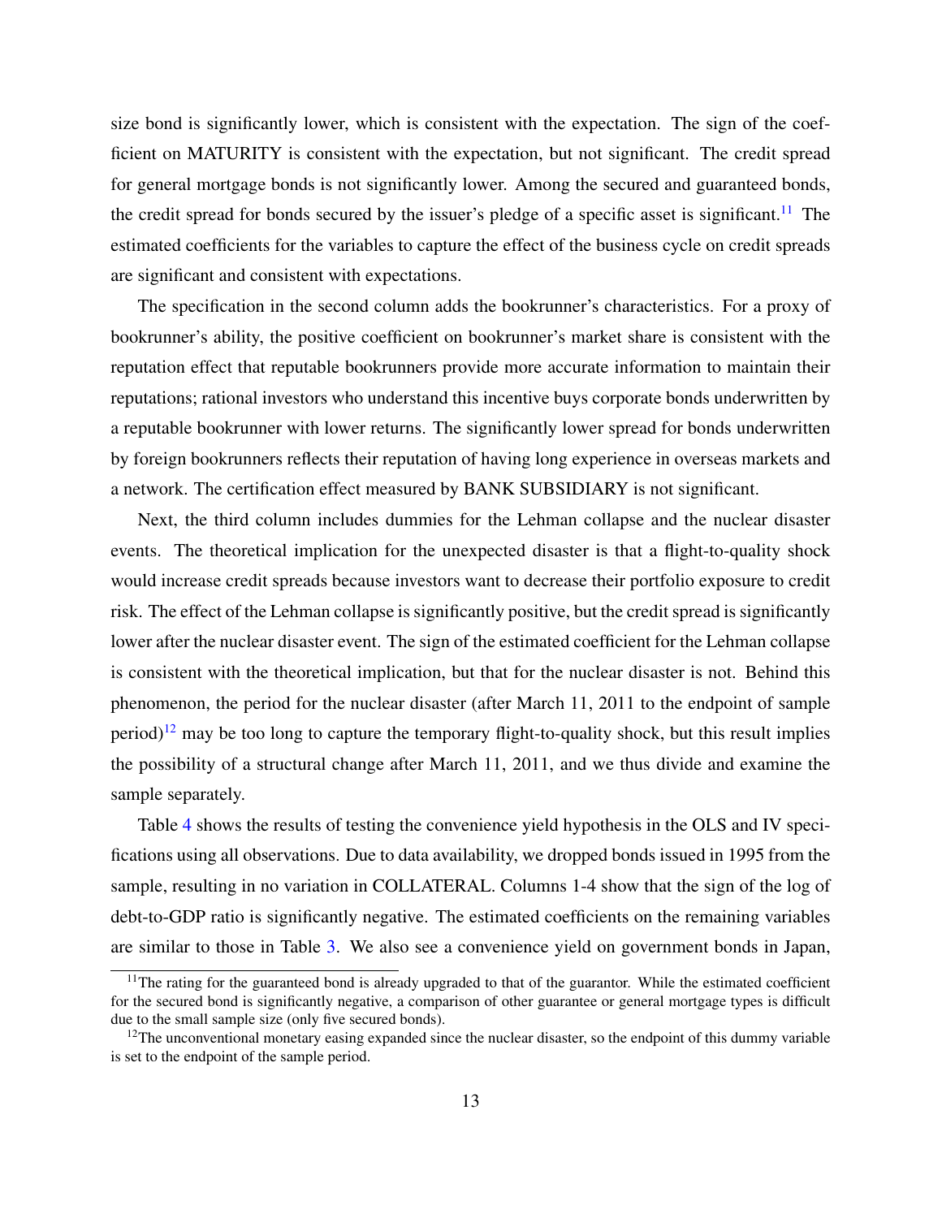size bond is significantly lower, which is consistent with the expectation. The sign of the coefficient on MATURITY is consistent with the expectation, but not significant. The credit spread for general mortgage bonds is not significantly lower. Among the secured and guaranteed bonds, the credit spread for bonds secured by the issuer's pledge of a specific asset is significant.[11] The estimated coefficients for the variables to capture the effect of the business cycle on credit spreads are significant and consistent with expectations.

The specification in the second column adds the bookrunner's characteristics. For a proxy of bookrunner's ability, the positive coefficient on bookrunner's market share is consistent with the reputation effect that reputable bookrunners provide more accurate information to maintain their reputations; rational investors who understand this incentive buys corporate bonds underwritten by a reputable bookrunner with lower returns. The significantly lower spread for bonds underwritten by foreign bookrunners reflects their reputation of having long experience in overseas markets and a network. The certification effect measured by BANK SUBSIDIARY is not significant.

Next, the third column includes dummies for the Lehman collapse and the nuclear disaster events. The theoretical implication for the unexpected disaster is that a flight-to-quality shock would increase credit spreads because investors want to decrease their portfolio exposure to credit risk. The effect of the Lehman collapse is significantly positive, but the credit spread is significantly lower after the nuclear disaster event. The sign of the estimated coefficient for the Lehman collapse is consistent with the theoretical implication, but that for the nuclear disaster is not. Behind this phenomenon, the period for the nuclear disaster (after March 11, 2011 to the endpoint of sample period)[12] may be too long to capture the temporary flight-to-quality shock, but this result implies the possibility of a structural change after March 11, 2011, and we thus divide and examine the sample separately.

Table 4 shows the results of testing the convenience yield hypothesis in the OLS and IV specifications using all observations. Due to data availability, we dropped bonds issued in 1995 from the sample, resulting in no variation in COLLATERAL. Columns 1-4 show that the sign of the log of debt-to-GDP ratio is significantly negative. The estimated coefficients on the remaining variables are similar to those in Table 3. We also see a convenience yield on government bonds in Japan,

[11] The rating for the guaranteed bond is already upgraded to that of the guarantor. While the estimated coefficient for the secured bond is significantly negative, a comparison of other guarantee or general mortgage types is difficult due to the small sample size (only five secured bonds).

[12] The unconventional monetary easing expanded since the nuclear disaster, so the endpoint of this dummy variable is set to the endpoint of the sample period.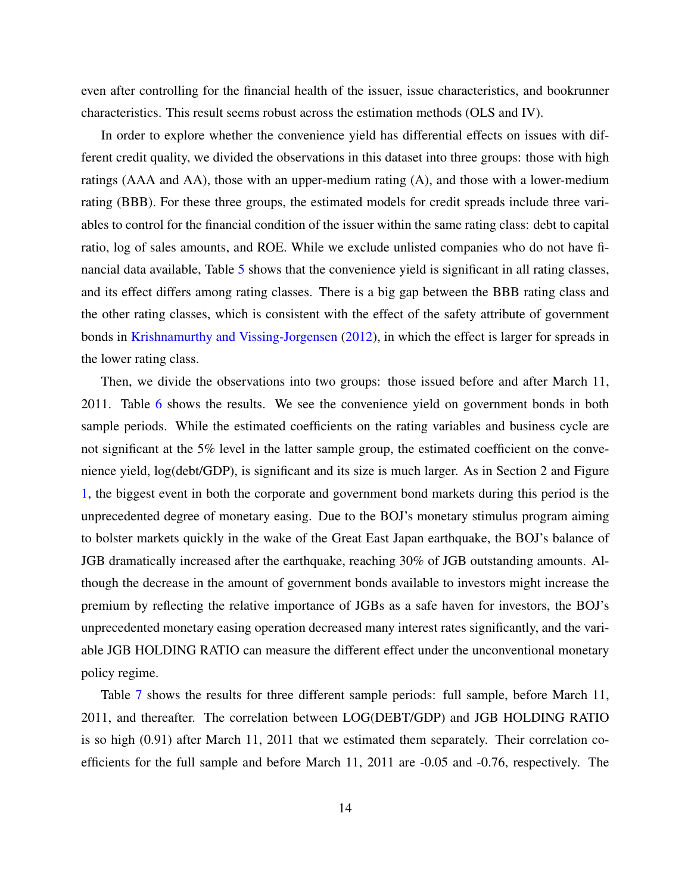even after controlling for the financial health of the issuer, issue characteristics, and bookrunner characteristics. This result seems robust across the estimation methods (OLS and IV).

In order to explore whether the convenience yield has differential effects on issues with different credit quality, we divided the observations in this dataset into three groups: those with high ratings (AAA and AA), those with an upper-medium rating (A), and those with a lower-medium rating (BBB). For these three groups, the estimated models for credit spreads include three variables to control for the financial condition of the issuer within the same rating class: debt to capital ratio, log of sales amounts, and ROE. While we exclude unlisted companies who do not have financial data available, Table 5 shows that the convenience yield is significant in all rating classes, and its effect differs among rating classes. There is a big gap between the BBB rating class and the other rating classes, which is consistent with the effect of the safety attribute of government bonds in Krishnamurthy and Vissing-Jorgensen (2012), in which the effect is larger for spreads in the lower rating class.

Then, we divide the observations into two groups: those issued before and after March 11, 2011. Table 6 shows the results. We see the convenience yield on government bonds in both sample periods. While the estimated coefficients on the rating variables and business cycle are not significant at the 5% level in the latter sample group, the estimated coefficient on the convenience yield, log(debt/GDP), is significant and its size is much larger. As in Section 2 and Figure 1, the biggest event in both the corporate and government bond markets during this period is the unprecedented degree of monetary easing. Due to the BOJ's monetary stimulus program aiming to bolster markets quickly in the wake of the Great East Japan earthquake, the BOJ's balance of JGB dramatically increased after the earthquake, reaching 30% of JGB outstanding amounts. Although the decrease in the amount of government bonds available to investors might increase the premium by reflecting the relative importance of JGBs as a safe haven for investors, the BOJ's unprecedented monetary easing operation decreased many interest rates significantly, and the variable JGB HOLDING RATIO can measure the different effect under the unconventional monetary policy regime.

Table 7 shows the results for three different sample periods: full sample, before March 11, 2011, and thereafter. The correlation between LOG(DEBT/GDP) and JGB HOLDING RATIO is so high (0.91) after March 11, 2011 that we estimated them separately. Their correlation coefficients for the full sample and before March 11, 2011 are -0.05 and -0.76, respectively. The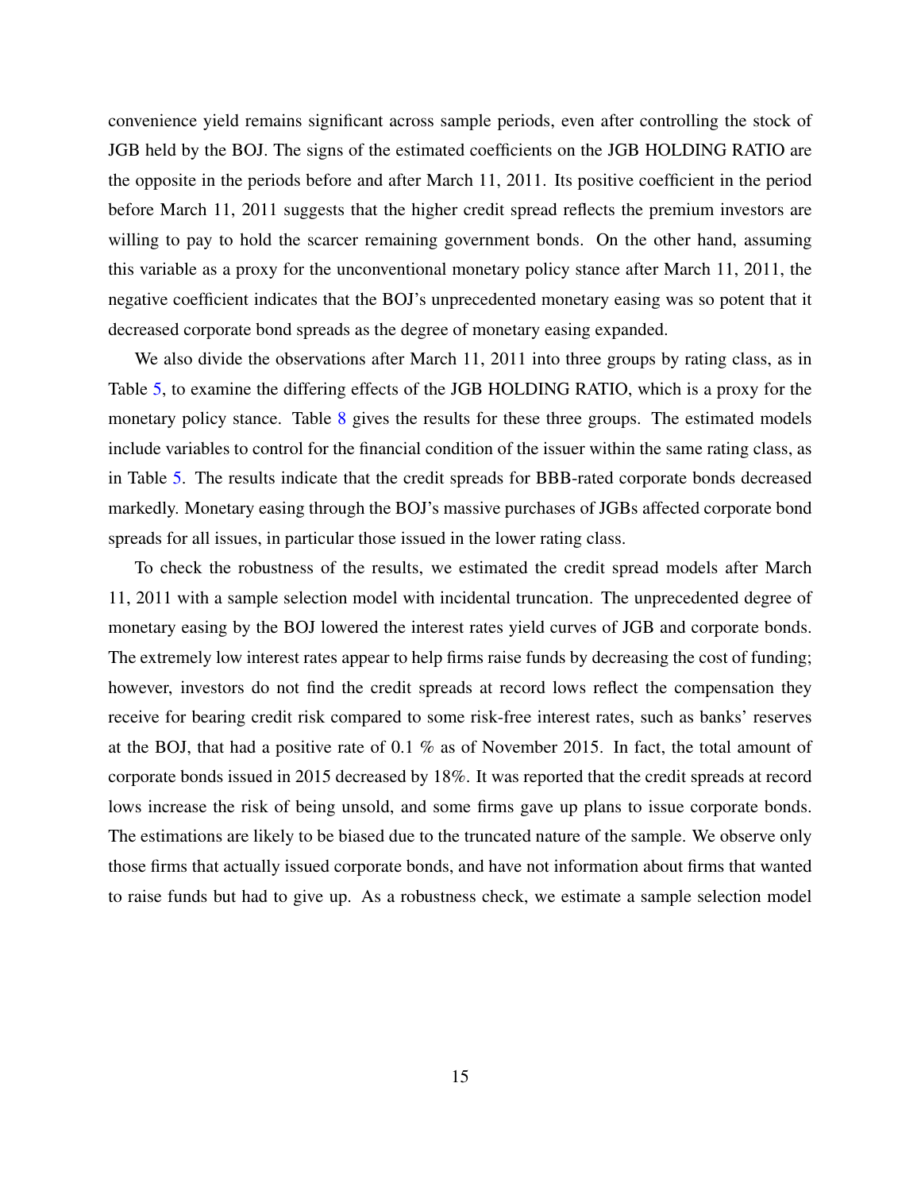convenience yield remains significant across sample periods, even after controlling the stock of JGB held by the BOJ. The signs of the estimated coefficients on the JGB HOLDING RATIO are the opposite in the periods before and after March 11, 2011. Its positive coefficient in the period before March 11, 2011 suggests that the higher credit spread reflects the premium investors are willing to pay to hold the scarcer remaining government bonds. On the other hand, assuming this variable as a proxy for the unconventional monetary policy stance after March 11, 2011, the negative coefficient indicates that the BOJ's unprecedented monetary easing was so potent that it decreased corporate bond spreads as the degree of monetary easing expanded.

We also divide the observations after March 11, 2011 into three groups by rating class, as in Table 5, to examine the differing effects of the JGB HOLDING RATIO, which is a proxy for the monetary policy stance. Table 8 gives the results for these three groups. The estimated models include variables to control for the financial condition of the issuer within the same rating class, as in Table 5. The results indicate that the credit spreads for BBB-rated corporate bonds decreased markedly. Monetary easing through the BOJ's massive purchases of JGBs affected corporate bond spreads for all issues, in particular those issued in the lower rating class.

To check the robustness of the results, we estimated the credit spread models after March 11, 2011 with a sample selection model with incidental truncation. The unprecedented degree of monetary easing by the BOJ lowered the interest rates yield curves of JGB and corporate bonds. The extremely low interest rates appear to help firms raise funds by decreasing the cost of funding; however, investors do not find the credit spreads at record lows reflect the compensation they receive for bearing credit risk compared to some risk-free interest rates, such as banks' reserves at the BOJ, that had a positive rate of 0.1 % as of November 2015. In fact, the total amount of corporate bonds issued in 2015 decreased by 18%. It was reported that the credit spreads at record lows increase the risk of being unsold, and some firms gave up plans to issue corporate bonds. The estimations are likely to be biased due to the truncated nature of the sample. We observe only those firms that actually issued corporate bonds, and have not information about firms that wanted to raise funds but had to give up. As a robustness check, we estimate a sample selection model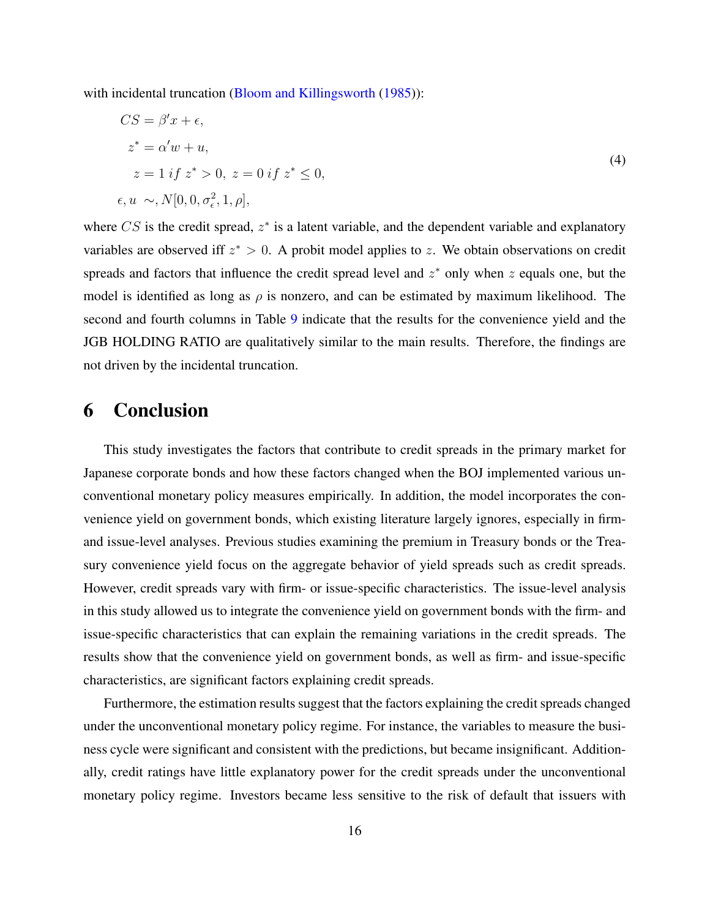with incidental truncation (Bloom and Killingsworth (1985)):

$$
\begin{aligned}
CS &= \beta' x + \epsilon, \\
z^* &= \alpha' w + u, \\
z &= 1 \; if \; z^* > 0, \; z = 0 \; if \; z^* \leq 0, \\
\epsilon, u \; &\sim, N[0, 0, \sigma_\epsilon^2, 1, \rho],
\end{aligned}
\tag{4}
$$

where $CS$ is the credit spread, $z^*$ is a latent variable, and the dependent variable and explanatory variables are observed iff $z^* > 0$. A probit model applies to $z$. We obtain observations on credit spreads and factors that influence the credit spread level and $z^*$ only when $z$ equals one, but the model is identified as long as $\rho$ is nonzero, and can be estimated by maximum likelihood. The second and fourth columns in Table 9 indicate that the results for the convenience yield and the JGB HOLDING RATIO are qualitatively similar to the main results. Therefore, the findings are not driven by the incidental truncation.

# 6 Conclusion

This study investigates the factors that contribute to credit spreads in the primary market for Japanese corporate bonds and how these factors changed when the BOJ implemented various unconventional monetary policy measures empirically. In addition, the model incorporates the convenience yield on government bonds, which existing literature largely ignores, especially in firm- and issue-level analyses. Previous studies examining the premium in Treasury bonds or the Treasury convenience yield focus on the aggregate behavior of yield spreads such as credit spreads. However, credit spreads vary with firm- or issue-specific characteristics. The issue-level analysis in this study allowed us to integrate the convenience yield on government bonds with the firm- and issue-specific characteristics that can explain the remaining variations in the credit spreads. The results show that the convenience yield on government bonds, as well as firm- and issue-specific characteristics, are significant factors explaining credit spreads.

Furthermore, the estimation results suggest that the factors explaining the credit spreads changed under the unconventional monetary policy regime. For instance, the variables to measure the business cycle were significant and consistent with the predictions, but became insignificant. Additionally, credit ratings have little explanatory power for the credit spreads under the unconventional monetary policy regime. Investors became less sensitive to the risk of default that issuers with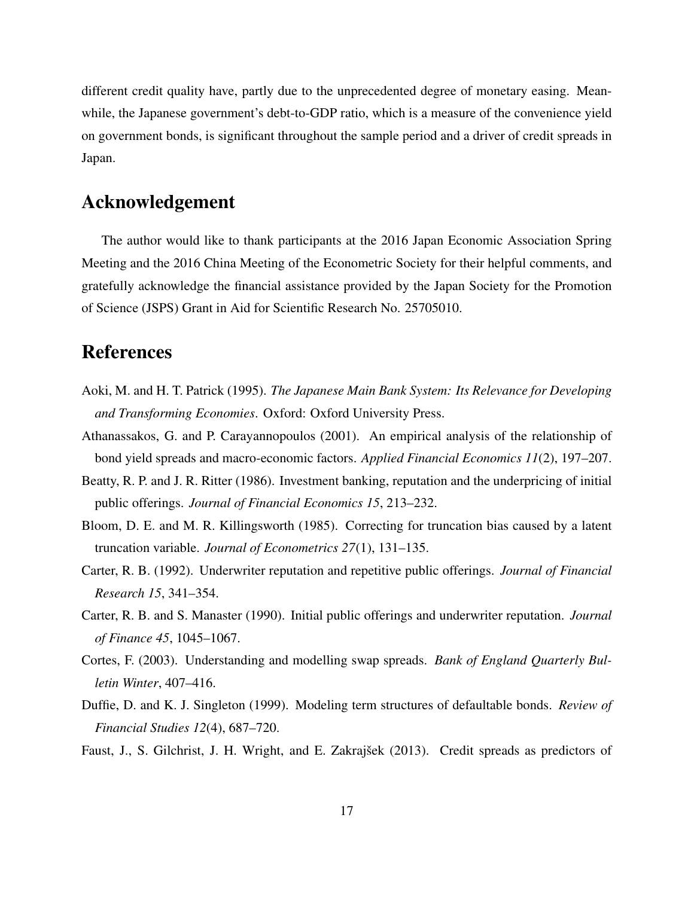different credit quality have, partly due to the unprecedented degree of monetary easing. Meanwhile, the Japanese government's debt-to-GDP ratio, which is a measure of the convenience yield on government bonds, is significant throughout the sample period and a driver of credit spreads in Japan.

## Acknowledgement

The author would like to thank participants at the 2016 Japan Economic Association Spring Meeting and the 2016 China Meeting of the Econometric Society for their helpful comments, and gratefully acknowledge the financial assistance provided by the Japan Society for the Promotion of Science (JSPS) Grant in Aid for Scientific Research No. 25705010.

## References

Aoki, M. and H. T. Patrick (1995). *The Japanese Main Bank System: Its Relevance for Developing and Transforming Economies*. Oxford: Oxford University Press.

Athanassakos, G. and P. Carayannopoulos (2001). An empirical analysis of the relationship of bond yield spreads and macro-economic factors. *Applied Financial Economics 11*(2), 197–207.

Beatty, R. P. and J. R. Ritter (1986). Investment banking, reputation and the underpricing of initial public offerings. *Journal of Financial Economics 15*, 213–232.

Bloom, D. E. and M. R. Killingsworth (1985). Correcting for truncation bias caused by a latent truncation variable. *Journal of Econometrics 27*(1), 131–135.

Carter, R. B. (1992). Underwriter reputation and repetitive public offerings. *Journal of Financial Research 15*, 341–354.

Carter, R. B. and S. Manaster (1990). Initial public offerings and underwriter reputation. *Journal of Finance 45*, 1045–1067.

Cortes, F. (2003). Understanding and modelling swap spreads. *Bank of England Quarterly Bulletin Winter*, 407–416.

Duffie, D. and K. J. Singleton (1999). Modeling term structures of defaultable bonds. *Review of Financial Studies 12*(4), 687–720.

Faust, J., S. Gilchrist, J. H. Wright, and E. Zakrajšek (2013). Credit spreads as predictors of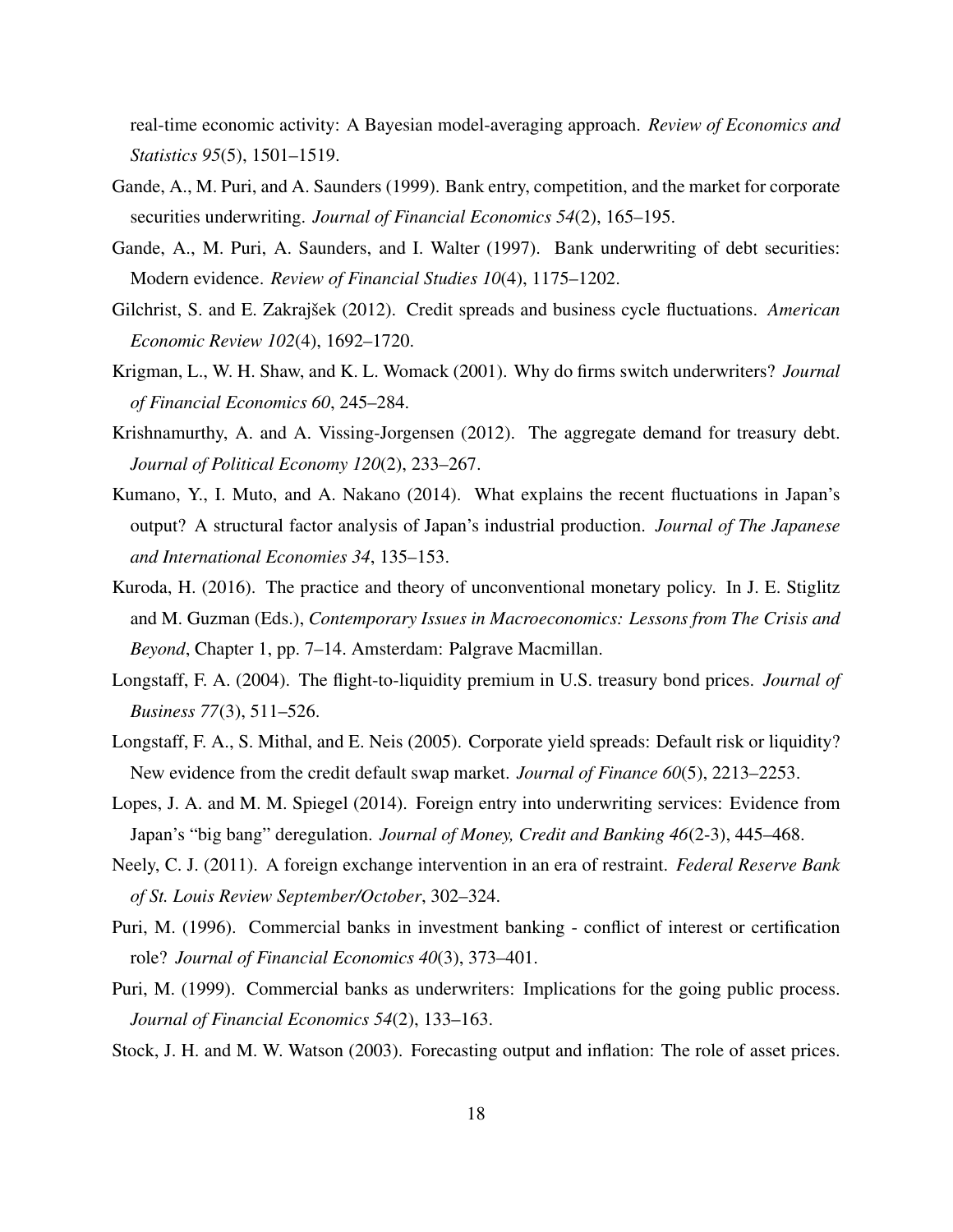real-time economic activity: A Bayesian model-averaging approach. *Review of Economics and Statistics 95*(5), 1501–1519.

Gande, A., M. Puri, and A. Saunders (1999). Bank entry, competition, and the market for corporate securities underwriting. *Journal of Financial Economics 54*(2), 165–195.

Gande, A., M. Puri, A. Saunders, and I. Walter (1997). Bank underwriting of debt securities: Modern evidence. *Review of Financial Studies 10*(4), 1175–1202.

Gilchrist, S. and E. Zakrajšek (2012). Credit spreads and business cycle fluctuations. *American Economic Review 102*(4), 1692–1720.

Krigman, L., W. H. Shaw, and K. L. Womack (2001). Why do firms switch underwriters? *Journal of Financial Economics 60*, 245–284.

Krishnamurthy, A. and A. Vissing-Jorgensen (2012). The aggregate demand for treasury debt. *Journal of Political Economy 120*(2), 233–267.

Kumano, Y., I. Muto, and A. Nakano (2014). What explains the recent fluctuations in Japan's output? A structural factor analysis of Japan's industrial production. *Journal of The Japanese and International Economies 34*, 135–153.

Kuroda, H. (2016). The practice and theory of unconventional monetary policy. In J. E. Stiglitz and M. Guzman (Eds.), *Contemporary Issues in Macroeconomics: Lessons from The Crisis and Beyond*, Chapter 1, pp. 7–14. Amsterdam: Palgrave Macmillan.

Longstaff, F. A. (2004). The flight-to-liquidity premium in U.S. treasury bond prices. *Journal of Business 77*(3), 511–526.

Longstaff, F. A., S. Mithal, and E. Neis (2005). Corporate yield spreads: Default risk or liquidity? New evidence from the credit default swap market. *Journal of Finance 60*(5), 2213–2253.

Lopes, J. A. and M. M. Spiegel (2014). Foreign entry into underwriting services: Evidence from Japan's "big bang" deregulation. *Journal of Money, Credit and Banking 46*(2-3), 445–468.

Neely, C. J. (2011). A foreign exchange intervention in an era of restraint. *Federal Reserve Bank of St. Louis Review September/October*, 302–324.

Puri, M. (1996). Commercial banks in investment banking - conflict of interest or certification role? *Journal of Financial Economics 40*(3), 373–401.

Puri, M. (1999). Commercial banks as underwriters: Implications for the going public process. *Journal of Financial Economics 54*(2), 133–163.

Stock, J. H. and M. W. Watson (2003). Forecasting output and inflation: The role of asset prices.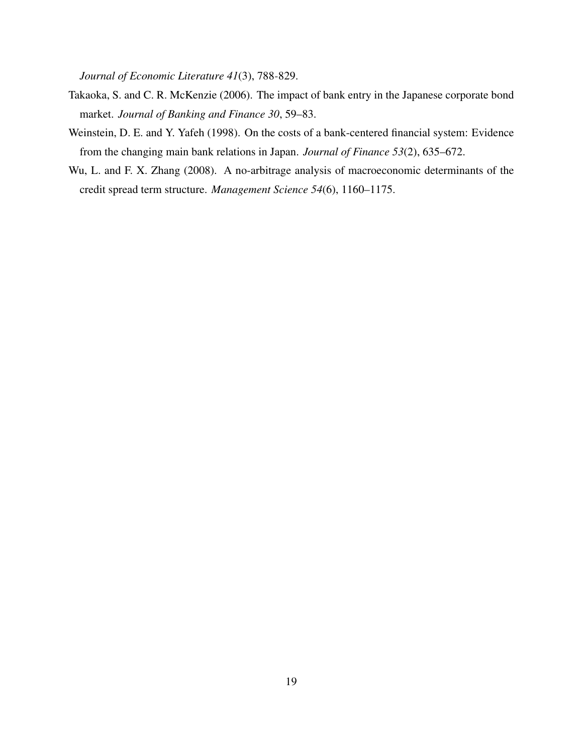*Journal of Economic Literature 41*(3), 788-829.

Takaoka, S. and C. R. McKenzie (2006). The impact of bank entry in the Japanese corporate bond market. *Journal of Banking and Finance 30*, 59–83.

Weinstein, D. E. and Y. Yafeh (1998). On the costs of a bank-centered financial system: Evidence from the changing main bank relations in Japan. *Journal of Finance 53*(2), 635–672.

Wu, L. and F. X. Zhang (2008). A no-arbitrage analysis of macroeconomic determinants of the credit spread term structure. *Management Science 54*(6), 1160–1175.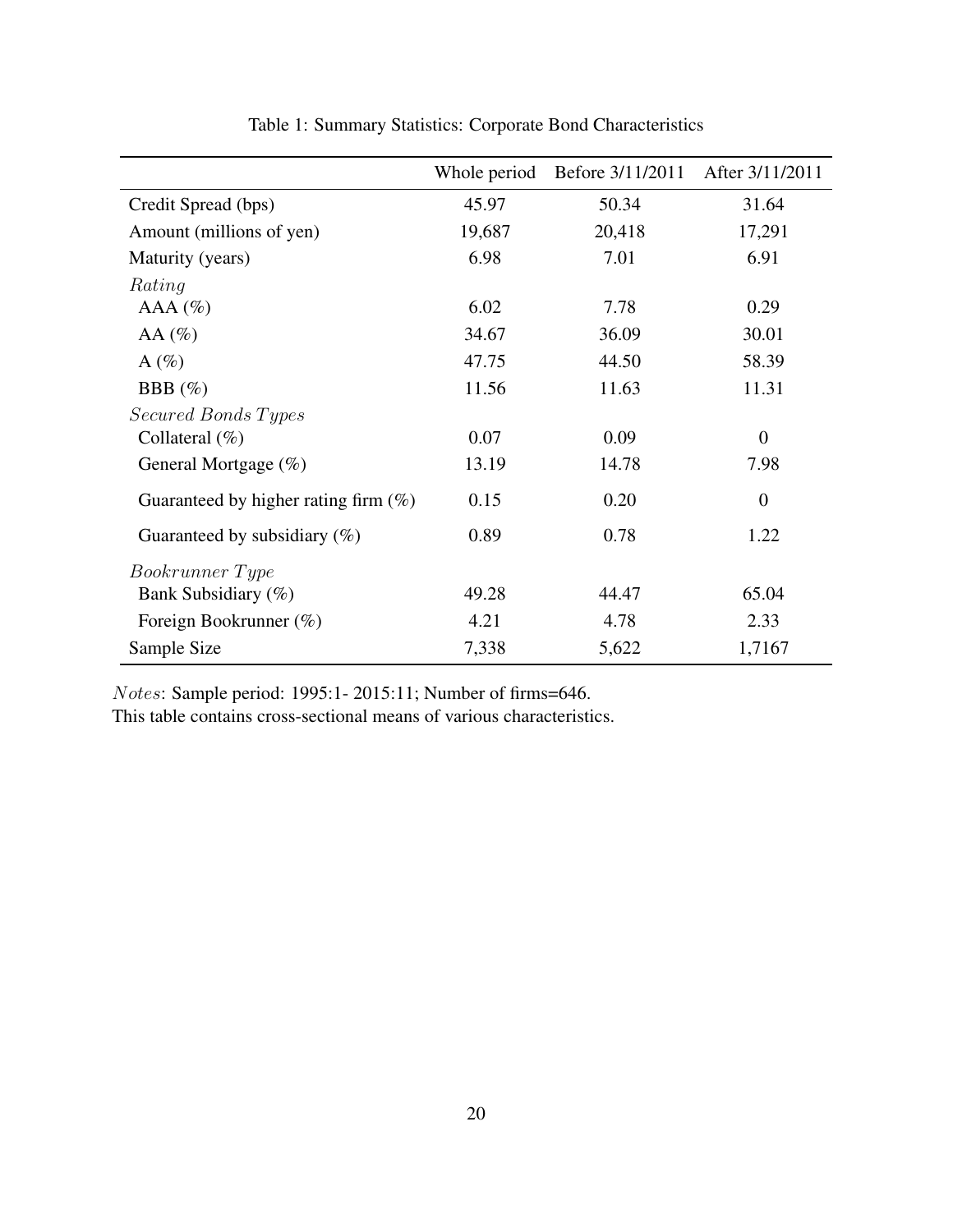Table 1: Summary Statistics: Corporate Bond Characteristics

| | Whole period | Before 3/11/2011 | After 3/11/2011 |
|---|---|---|---|
| Credit Spread (bps) | 45.97 | 50.34 | 31.64 |
| Amount (millions of yen) | 19,687 | 20,418 | 17,291 |
| Maturity (years) | 6.98 | 7.01 | 6.91 |
| *Rating* | | | |
| AAA (%) | 6.02 | 7.78 | 0.29 |
| AA (%) | 34.67 | 36.09 | 30.01 |
| A (%) | 47.75 | 44.50 | 58.39 |
| BBB (%) | 11.56 | 11.63 | 11.31 |
| *Secured Bonds Types* | | | |
| Collateral (%) | 0.07 | 0.09 | 0 |
| General Mortgage (%) | 13.19 | 14.78 | 7.98 |
| Guaranteed by higher rating firm (%) | 0.15 | 0.20 | 0 |
| Guaranteed by subsidiary (%) | 0.89 | 0.78 | 1.22 |
| *Bookrunner Type* | | | |
| Bank Subsidiary (%) | 49.28 | 44.47 | 65.04 |
| Foreign Bookrunner (%) | 4.21 | 4.78 | 2.33 |
| Sample Size | 7,338 | 5,622 | 1,7167 |

*Notes*: Sample period: 1995:1- 2015:11; Number of firms=646.
This table contains cross-sectional means of various characteristics.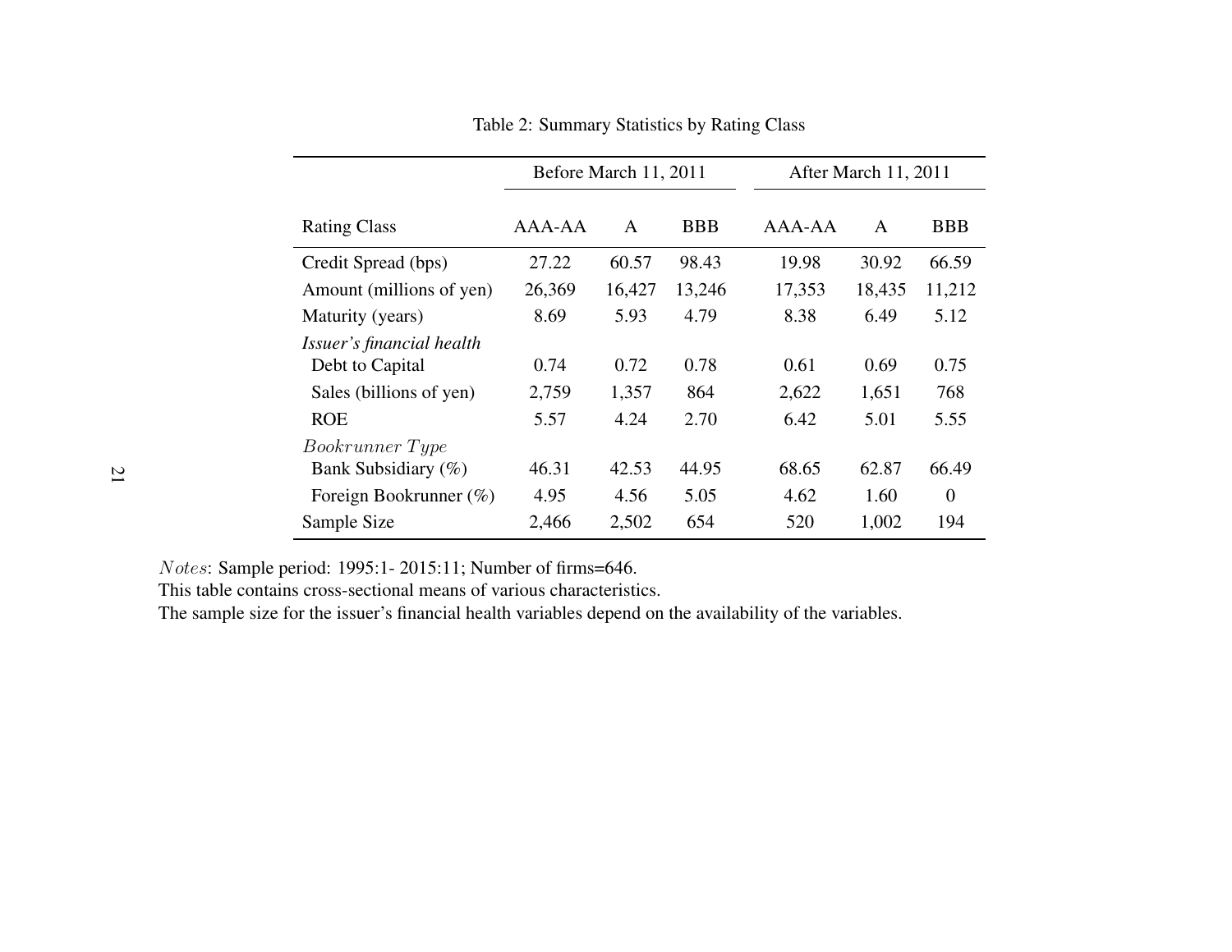Table 2: Summary Statistics by Rating Class

| | Before March 11, 2011 | | | After March 11, 2011 | | |
|---|---|---|---|---|---|---|
| Rating Class | AAA-AA | A | BBB | AAA-AA | A | BBB |
| Credit Spread (bps) | 27.22 | 60.57 | 98.43 | 19.98 | 30.92 | 66.59 |
| Amount (millions of yen) | 26,369 | 16,427 | 13,246 | 17,353 | 18,435 | 11,212 |
| Maturity (years) | 8.69 | 5.93 | 4.79 | 8.38 | 6.49 | 5.12 |
| *Issuer's financial health* | | | | | | |
| Debt to Capital | 0.74 | 0.72 | 0.78 | 0.61 | 0.69 | 0.75 |
| Sales (billions of yen) | 2,759 | 1,357 | 864 | 2,622 | 1,651 | 768 |
| ROE | 5.57 | 4.24 | 2.70 | 6.42 | 5.01 | 5.55 |
| *Bookrunner Type* | | | | | | |
| Bank Subsidiary (%) | 46.31 | 42.53 | 44.95 | 68.65 | 62.87 | 66.49 |
| Foreign Bookrunner (%) | 4.95 | 4.56 | 5.05 | 4.62 | 1.60 | 0 |
| Sample Size | 2,466 | 2,502 | 654 | 520 | 1,002 | 194 |

*Notes*: Sample period: 1995:1- 2015:11; Number of firms=646.
This table contains cross-sectional means of various characteristics.
The sample size for the issuer's financial health variables depend on the availability of the variables.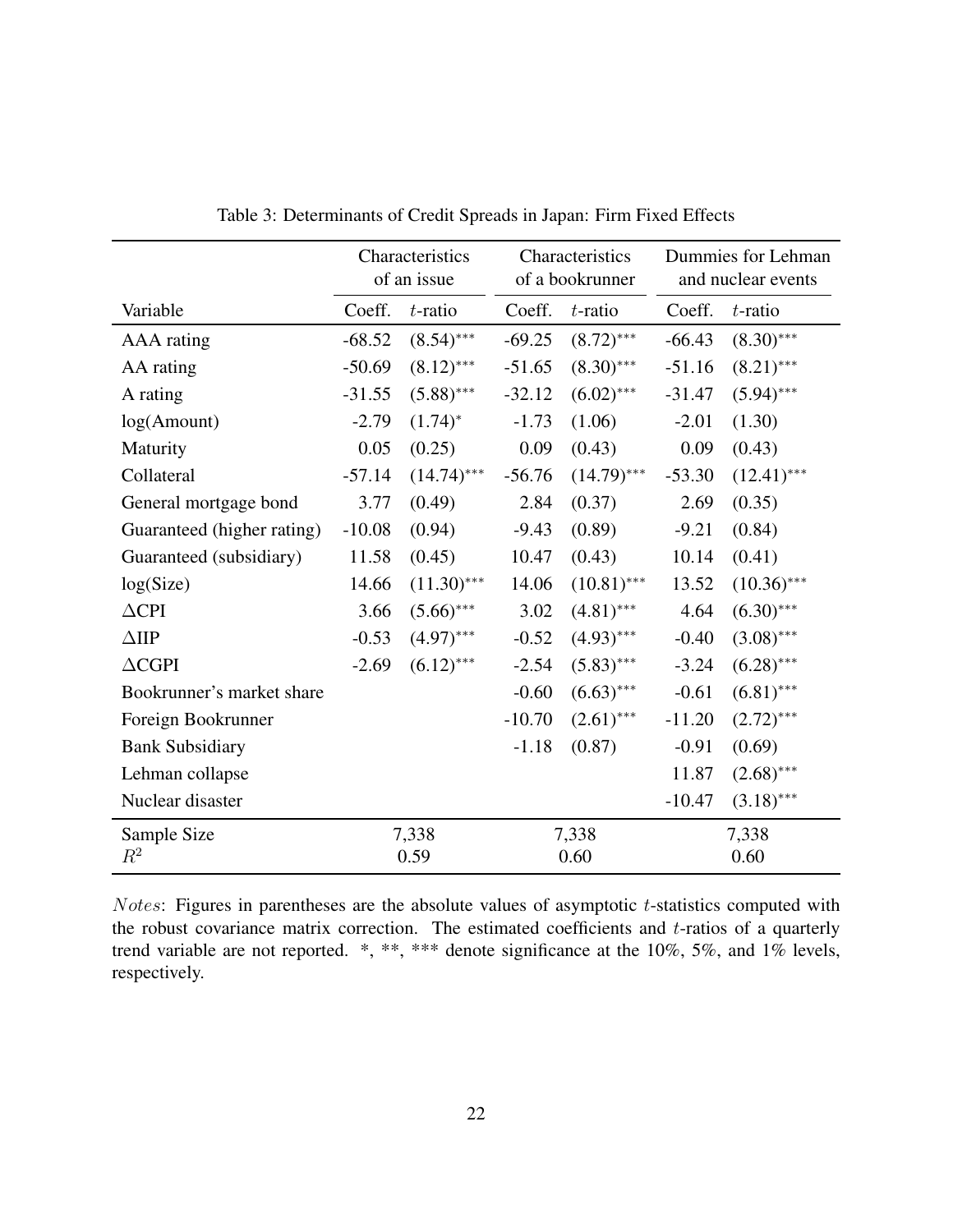Table 3: Determinants of Credit Spreads in Japan: Firm Fixed Effects

| | Characteristics of an issue | | Characteristics of a bookrunner | | Dummies for Lehman and nuclear events | |
|---|---|---|---|---|---|---|
| Variable | Coeff. | $t$-ratio | Coeff. | $t$-ratio | Coeff. | $t$-ratio |
| AAA rating | -68.52 | (8.54)*** | -69.25 | (8.72)*** | -66.43 | (8.30)*** |
| AA rating | -50.69 | (8.12)*** | -51.65 | (8.30)*** | -51.16 | (8.21)*** |
| A rating | -31.55 | (5.88)*** | -32.12 | (6.02)*** | -31.47 | (5.94)*** |
| log(Amount) | -2.79 | (1.74)* | -1.73 | (1.06) | -2.01 | (1.30) |
| Maturity | 0.05 | (0.25) | 0.09 | (0.43) | 0.09 | (0.43) |
| Collateral | -57.14 | (14.74)*** | -56.76 | (14.79)*** | -53.30 | (12.41)*** |
| General mortgage bond | 3.77 | (0.49) | 2.84 | (0.37) | 2.69 | (0.35) |
| Guaranteed (higher rating) | -10.08 | (0.94) | -9.43 | (0.89) | -9.21 | (0.84) |
| Guaranteed (subsidiary) | 11.58 | (0.45) | 10.47 | (0.43) | 10.14 | (0.41) |
| log(Size) | 14.66 | (11.30)*** | 14.06 | (10.81)*** | 13.52 | (10.36)*** |
| $\Delta$CPI | 3.66 | (5.66)*** | 3.02 | (4.81)*** | 4.64 | (6.30)*** |
| $\Delta$IIP | -0.53 | (4.97)*** | -0.52 | (4.93)*** | -0.40 | (3.08)*** |
| $\Delta$CGPI | -2.69 | (6.12)*** | -2.54 | (5.83)*** | -3.24 | (6.28)*** |
| Bookrunner's market share | | | -0.60 | (6.63)*** | -0.61 | (6.81)*** |
| Foreign Bookrunner | | | -10.70 | (2.61)*** | -11.20 | (2.72)*** |
| Bank Subsidiary | | | -1.18 | (0.87) | -0.91 | (0.69) |
| Lehman collapse | | | | | 11.87 | (2.68)*** |
| Nuclear disaster | | | | | -10.47 | (3.18)*** |
| Sample Size | 7,338 | | 7,338 | | 7,338 | |
| $R^2$ | 0.59 | | 0.60 | | 0.60 | |

*Notes*: Figures in parentheses are the absolute values of asymptotic $t$-statistics computed with the robust covariance matrix correction. The estimated coefficients and $t$-ratios of a quarterly trend variable are not reported. *, **, *** denote significance at the 10%, 5%, and 1% levels, respectively.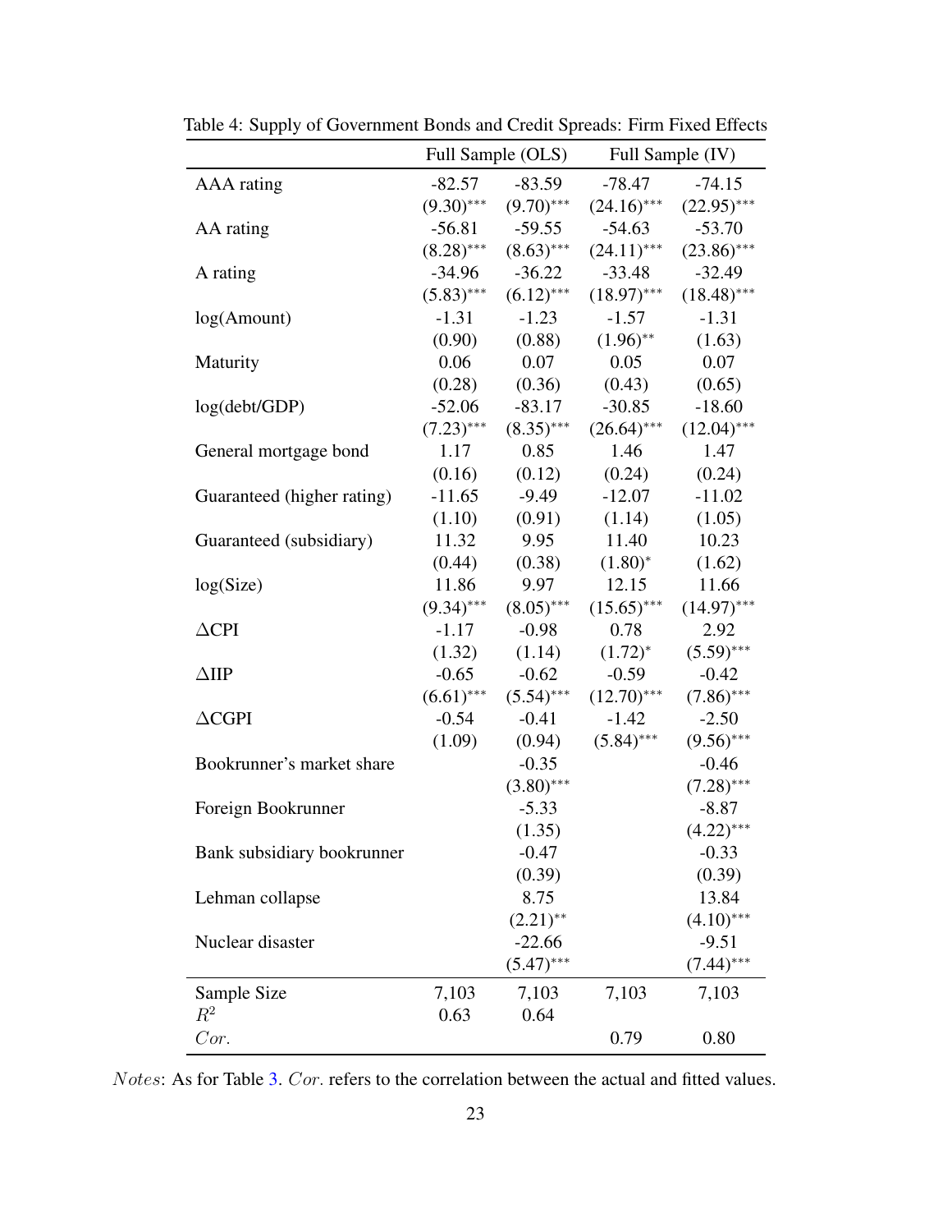Table 4: Supply of Government Bonds and Credit Spreads: Firm Fixed Effects

| | Full Sample (OLS) | | Full Sample (IV) | |
|---|---|---|---|---|
| AAA rating | -82.57 | -83.59 | -78.47 | -74.15 |
| | $(9.30)^{***}$ | $(9.70)^{***}$ | $(24.16)^{***}$ | $(22.95)^{***}$ |
| AA rating | -56.81 | -59.55 | -54.63 | -53.70 |
| | $(8.28)^{***}$ | $(8.63)^{***}$ | $(24.11)^{***}$ | $(23.86)^{***}$ |
| A rating | -34.96 | -36.22 | -33.48 | -32.49 |
| | $(5.83)^{***}$ | $(6.12)^{***}$ | $(18.97)^{***}$ | $(18.48)^{***}$ |
| log(Amount) | -1.31 | -1.23 | -1.57 | -1.31 |
| | (0.90) | (0.88) | $(1.96)^{**}$ | (1.63) |
| Maturity | 0.06 | 0.07 | 0.05 | 0.07 |
| | (0.28) | (0.36) | (0.43) | (0.65) |
| log(debt/GDP) | -52.06 | -83.17 | -30.85 | -18.60 |
| | $(7.23)^{***}$ | $(8.35)^{***}$ | $(26.64)^{***}$ | $(12.04)^{***}$ |
| General mortgage bond | 1.17 | 0.85 | 1.46 | 1.47 |
| | (0.16) | (0.12) | (0.24) | (0.24) |
| Guaranteed (higher rating) | -11.65 | -9.49 | -12.07 | -11.02 |
| | (1.10) | (0.91) | (1.14) | (1.05) |
| Guaranteed (subsidiary) | 11.32 | 9.95 | 11.40 | 10.23 |
| | (0.44) | (0.38) | $(1.80)^{*}$ | (1.62) |
| log(Size) | 11.86 | 9.97 | 12.15 | 11.66 |
| | $(9.34)^{***}$ | $(8.05)^{***}$ | $(15.65)^{***}$ | $(14.97)^{***}$ |
| $\Delta$CPI | -1.17 | -0.98 | 0.78 | 2.92 |
| | (1.32) | (1.14) | $(1.72)^{*}$ | $(5.59)^{***}$ |
| $\Delta$IIP | -0.65 | -0.62 | -0.59 | -0.42 |
| | $(6.61)^{***}$ | $(5.54)^{***}$ | $(12.70)^{***}$ | $(7.86)^{***}$ |
| $\Delta$CGPI | -0.54 | -0.41 | -1.42 | -2.50 |
| | (1.09) | (0.94) | $(5.84)^{***}$ | $(9.56)^{***}$ |
| Bookrunner's market share | | -0.35 | | -0.46 |
| | | $(3.80)^{***}$ | | $(7.28)^{***}$ |
| Foreign Bookrunner | | -5.33 | | -8.87 |
| | | (1.35) | | $(4.22)^{***}$ |
| Bank subsidiary bookrunner | | -0.47 | | -0.33 |
| | | (0.39) | | (0.39) |
| Lehman collapse | | 8.75 | | 13.84 |
| | | $(2.21)^{**}$ | | $(4.10)^{***}$ |
| Nuclear disaster | | -22.66 | | -9.51 |
| | | $(5.47)^{***}$ | | $(7.44)^{***}$ |
| Sample Size | 7,103 | 7,103 | 7,103 | 7,103 |
| $R^2$ | 0.63 | 0.64 | | |
| $Cor.$ | | | 0.79 | 0.80 |

*Notes*: As for Table 3. $Cor.$ refers to the correlation between the actual and fitted values.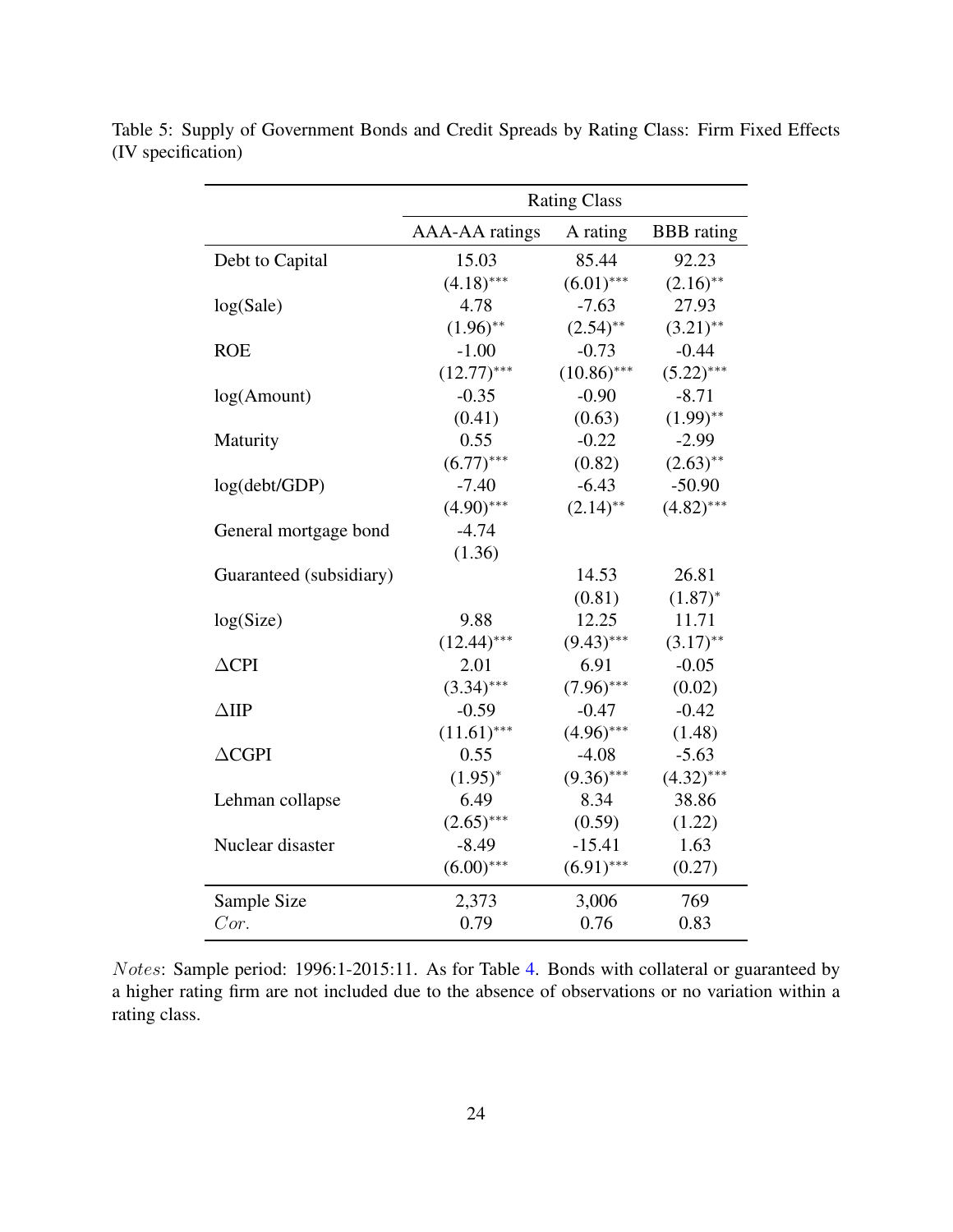Table 5: Supply of Government Bonds and Credit Spreads by Rating Class: Firm Fixed Effects (IV specification)

| | Rating Class | | |
|---|---|---|---|
| | AAA-AA ratings | A rating | BBB rating |
| Debt to Capital | 15.03 | 85.44 | 92.23 |
| | $(4.18)^{***}$ | $(6.01)^{***}$ | $(2.16)^{**}$ |
| log(Sale) | 4.78 | -7.63 | 27.93 |
| | $(1.96)^{**}$ | $(2.54)^{**}$ | $(3.21)^{**}$ |
| ROE | -1.00 | -0.73 | -0.44 |
| | $(12.77)^{***}$ | $(10.86)^{***}$ | $(5.22)^{***}$ |
| log(Amount) | -0.35 | -0.90 | -8.71 |
| | (0.41) | (0.63) | $(1.99)^{**}$ |
| Maturity | 0.55 | -0.22 | -2.99 |
| | $(6.77)^{***}$ | (0.82) | $(2.63)^{**}$ |
| log(debt/GDP) | -7.40 | -6.43 | -50.90 |
| | $(4.90)^{***}$ | $(2.14)^{**}$ | $(4.82)^{***}$ |
| General mortgage bond | -4.74 | | |
| | (1.36) | | |
| Guaranteed (subsidiary) | | 14.53 | 26.81 |
| | | (0.81) | $(1.87)^{*}$ |
| log(Size) | 9.88 | 12.25 | 11.71 |
| | $(12.44)^{***}$ | $(9.43)^{***}$ | $(3.17)^{**}$ |
| $\Delta$CPI | 2.01 | 6.91 | -0.05 |
| | $(3.34)^{***}$ | $(7.96)^{***}$ | (0.02) |
| $\Delta$IIP | -0.59 | -0.47 | -0.42 |
| | $(11.61)^{***}$ | $(4.96)^{***}$ | (1.48) |
| $\Delta$CGPI | 0.55 | -4.08 | -5.63 |
| | $(1.95)^{*}$ | $(9.36)^{***}$ | $(4.32)^{***}$ |
| Lehman collapse | 6.49 | 8.34 | 38.86 |
| | $(2.65)^{***}$ | (0.59) | (1.22) |
| Nuclear disaster | -8.49 | -15.41 | 1.63 |
| | $(6.00)^{***}$ | $(6.91)^{***}$ | (0.27) |
| Sample Size | 2,373 | 3,006 | 769 |
| $Cor.$ | 0.79 | 0.76 | 0.83 |

*Notes*: Sample period: 1996:1-2015:11. As for Table 4. Bonds with collateral or guaranteed by a higher rating firm are not included due to the absence of observations or no variation within a rating class.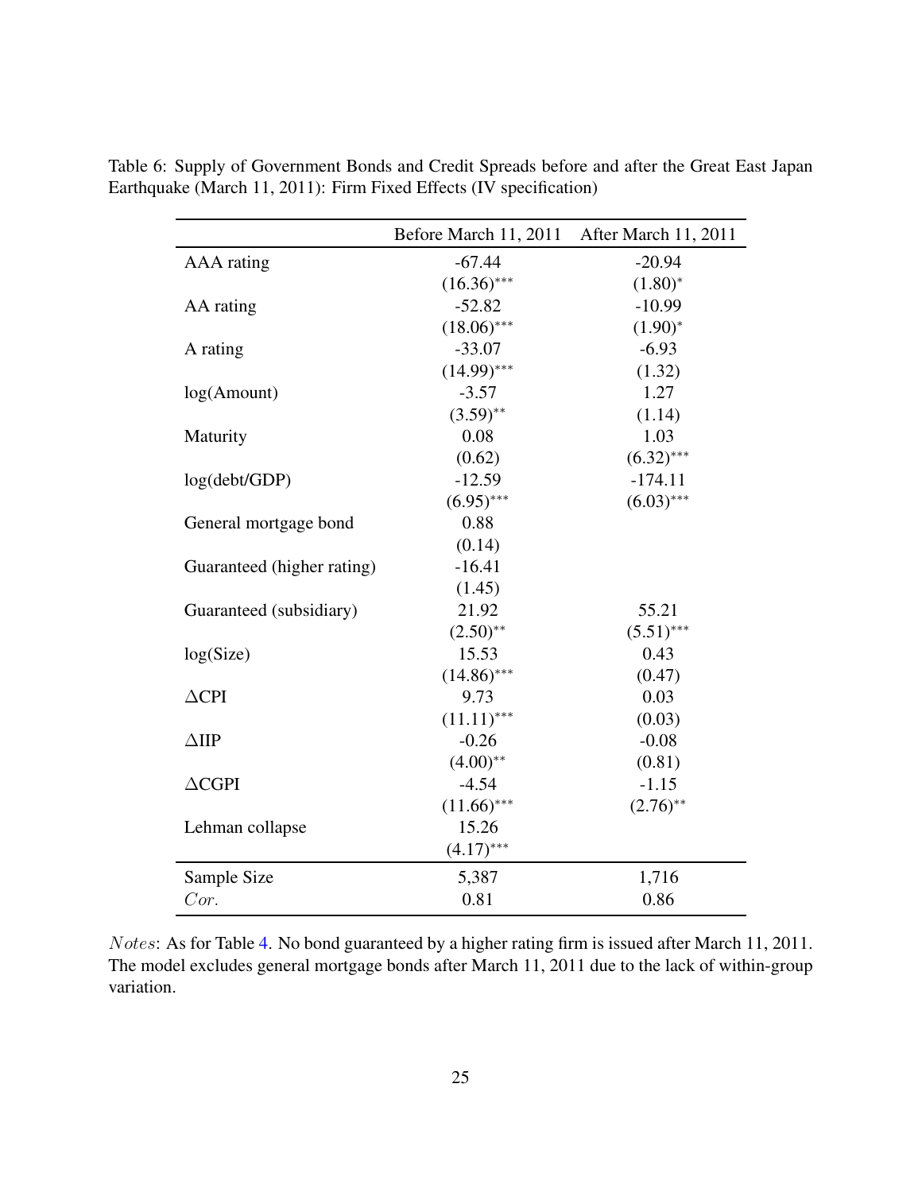Table 6: Supply of Government Bonds and Credit Spreads before and after the Great East Japan Earthquake (March 11, 2011): Firm Fixed Effects (IV specification)

| | Before March 11, 2011 | After March 11, 2011 |
|---|---|---|
| AAA rating | -67.44 | -20.94 |
| | $(16.36)^{***}$ | $(1.80)^{*}$ |
| AA rating | -52.82 | -10.99 |
| | $(18.06)^{***}$ | $(1.90)^{*}$ |
| A rating | -33.07 | -6.93 |
| | $(14.99)^{***}$ | (1.32) |
| log(Amount) | -3.57 | 1.27 |
| | $(3.59)^{**}$ | (1.14) |
| Maturity | 0.08 | 1.03 |
| | (0.62) | $(6.32)^{***}$ |
| log(debt/GDP) | -12.59 | -174.11 |
| | $(6.95)^{***}$ | $(6.03)^{***}$ |
| General mortgage bond | 0.88 | |
| | (0.14) | |
| Guaranteed (higher rating) | -16.41 | |
| | (1.45) | |
| Guaranteed (subsidiary) | 21.92 | 55.21 |
| | $(2.50)^{**}$ | $(5.51)^{***}$ |
| log(Size) | 15.53 | 0.43 |
| | $(14.86)^{***}$ | (0.47) |
| $\Delta$CPI | 9.73 | 0.03 |
| | $(11.11)^{***}$ | (0.03) |
| $\Delta$IIP | -0.26 | -0.08 |
| | $(4.00)^{**}$ | (0.81) |
| $\Delta$CGPI | -4.54 | -1.15 |
| | $(11.66)^{***}$ | $(2.76)^{**}$ |
| Lehman collapse | 15.26 | |
| | $(4.17)^{***}$ | |
| Sample Size | 5,387 | 1,716 |
| $Cor.$ | 0.81 | 0.86 |

*Notes*: As for Table 4. No bond guaranteed by a higher rating firm is issued after March 11, 2011. The model excludes general mortgage bonds after March 11, 2011 due to the lack of within-group variation.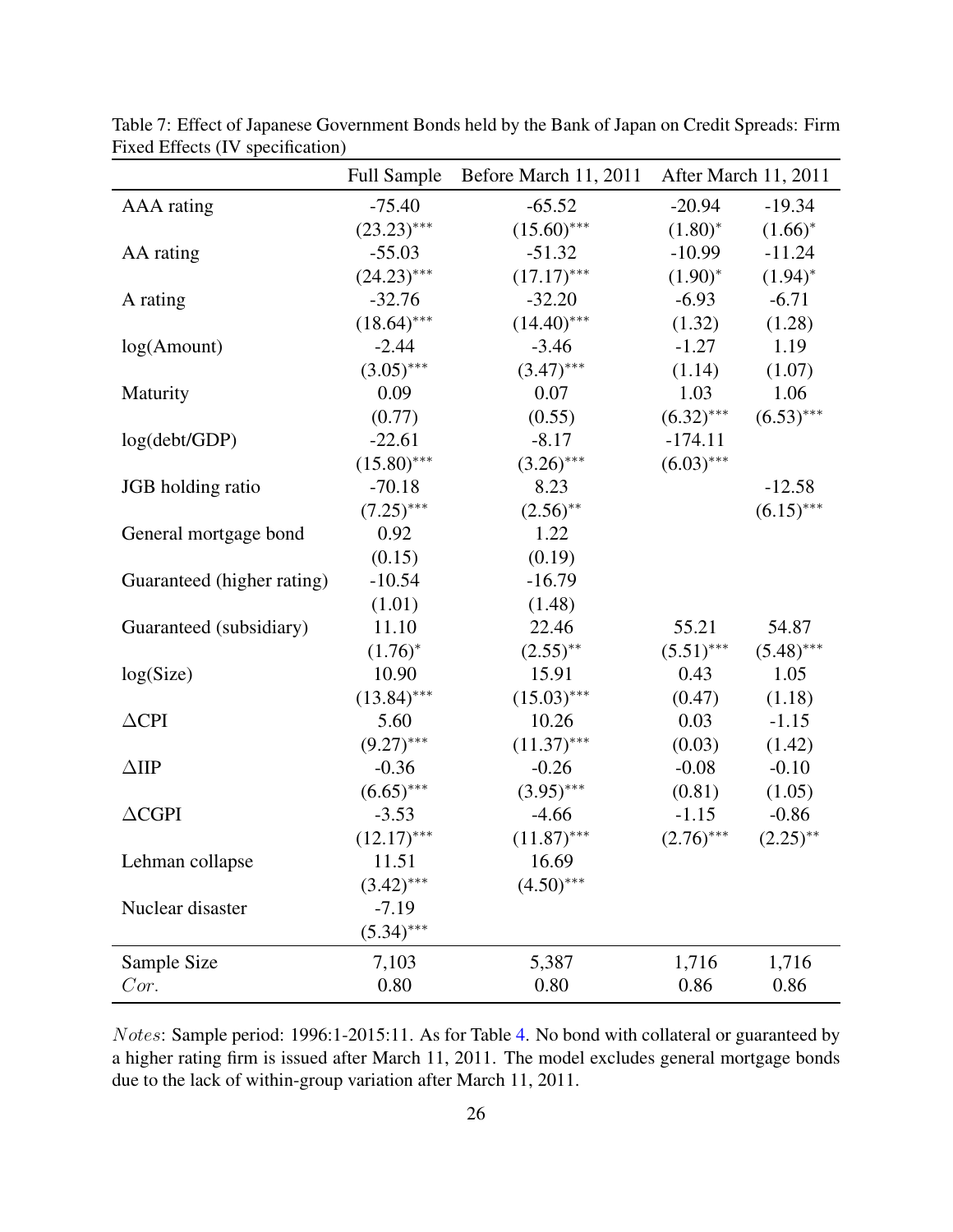Table 7: Effect of Japanese Government Bonds held by the Bank of Japan on Credit Spreads: Firm Fixed Effects (IV specification)

| | Full Sample | Before March 11, 2011 | After March 11, 2011 | |
|---|---|---|---|---|
| AAA rating | -75.40 | -65.52 | -20.94 | -19.34 |
| | (23.23)*** | (15.60)*** | (1.80)* | (1.66)* |
| AA rating | -55.03 | -51.32 | -10.99 | -11.24 |
| | (24.23)*** | (17.17)*** | (1.90)* | (1.94)* |
| A rating | -32.76 | -32.20 | -6.93 | -6.71 |
| | (18.64)*** | (14.40)*** | (1.32) | (1.28) |
| log(Amount) | -2.44 | -3.46 | -1.27 | 1.19 |
| | (3.05)*** | (3.47)*** | (1.14) | (1.07) |
| Maturity | 0.09 | 0.07 | 1.03 | 1.06 |
| | (0.77) | (0.55) | (6.32)*** | (6.53)*** |
| log(debt/GDP) | -22.61 | -8.17 | -174.11 | |
| | (15.80)*** | (3.26)*** | (6.03)*** | |
| JGB holding ratio | -70.18 | 8.23 | | -12.58 |
| | (7.25)*** | (2.56)** | | (6.15)*** |
| General mortgage bond | 0.92 | 1.22 | | |
| | (0.15) | (0.19) | | |
| Guaranteed (higher rating) | -10.54 | -16.79 | | |
| | (1.01) | (1.48) | | |
| Guaranteed (subsidiary) | 11.10 | 22.46 | 55.21 | 54.87 |
| | (1.76)* | (2.55)** | (5.51)*** | (5.48)*** |
| log(Size) | 10.90 | 15.91 | 0.43 | 1.05 |
| | (13.84)*** | (15.03)*** | (0.47) | (1.18) |
| $\Delta$CPI | 5.60 | 10.26 | 0.03 | -1.15 |
| | (9.27)*** | (11.37)*** | (0.03) | (1.42) |
| $\Delta$IIP | -0.36 | -0.26 | -0.08 | -0.10 |
| | (6.65)*** | (3.95)*** | (0.81) | (1.05) |
| $\Delta$CGPI | -3.53 | -4.66 | -1.15 | -0.86 |
| | (12.17)*** | (11.87)*** | (2.76)*** | (2.25)** |
| Lehman collapse | 11.51 | 16.69 | | |
| | (3.42)*** | (4.50)*** | | |
| Nuclear disaster | -7.19 | | | |
| | (5.34)*** | | | |
| Sample Size | 7,103 | 5,387 | 1,716 | 1,716 |
| $Cor.$ | 0.80 | 0.80 | 0.86 | 0.86 |

*Notes*: Sample period: 1996:1-2015:11. As for Table 4. No bond with collateral or guaranteed by a higher rating firm is issued after March 11, 2011. The model excludes general mortgage bonds due to the lack of within-group variation after March 11, 2011.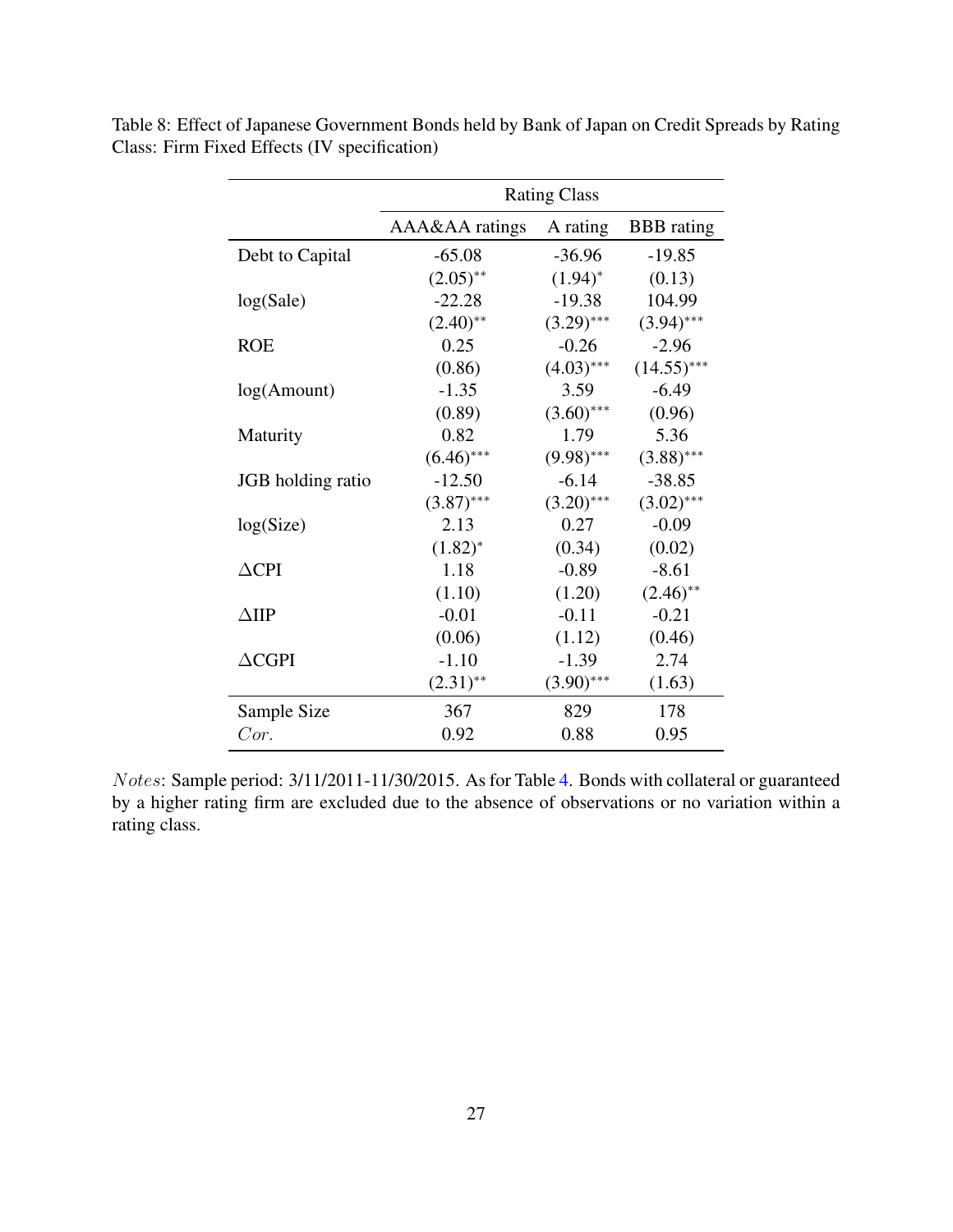Table 8: Effect of Japanese Government Bonds held by Bank of Japan on Credit Spreads by Rating Class: Firm Fixed Effects (IV specification)

| | Rating Class | | |
|---|---|---|---|
| | AAA&AA ratings | A rating | BBB rating |
| Debt to Capital | -65.08 | -36.96 | -19.85 |
| | $(2.05)^{**}$ | $(1.94)^{*}$ | (0.13) |
| log(Sale) | -22.28 | -19.38 | 104.99 |
| | $(2.40)^{**}$ | $(3.29)^{***}$ | $(3.94)^{***}$ |
| ROE | 0.25 | -0.26 | -2.96 |
| | (0.86) | $(4.03)^{***}$ | $(14.55)^{***}$ |
| log(Amount) | -1.35 | 3.59 | -6.49 |
| | (0.89) | $(3.60)^{***}$ | (0.96) |
| Maturity | 0.82 | 1.79 | 5.36 |
| | $(6.46)^{***}$ | $(9.98)^{***}$ | $(3.88)^{***}$ |
| JGB holding ratio | -12.50 | -6.14 | -38.85 |
| | $(3.87)^{***}$ | $(3.20)^{***}$ | $(3.02)^{***}$ |
| log(Size) | 2.13 | 0.27 | -0.09 |
| | $(1.82)^{*}$ | (0.34) | (0.02) |
| $\Delta$CPI | 1.18 | -0.89 | -8.61 |
| | (1.10) | (1.20) | $(2.46)^{**}$ |
| $\Delta$IIP | -0.01 | -0.11 | -0.21 |
| | (0.06) | (1.12) | (0.46) |
| $\Delta$CGPI | -1.10 | -1.39 | 2.74 |
| | $(2.31)^{**}$ | $(3.90)^{***}$ | (1.63) |
| Sample Size | 367 | 829 | 178 |
| $Cor.$ | 0.92 | 0.88 | 0.95 |

*Notes*: Sample period: 3/11/2011-11/30/2015. As for Table 4. Bonds with collateral or guaranteed by a higher rating firm are excluded due to the absence of observations or no variation within a rating class.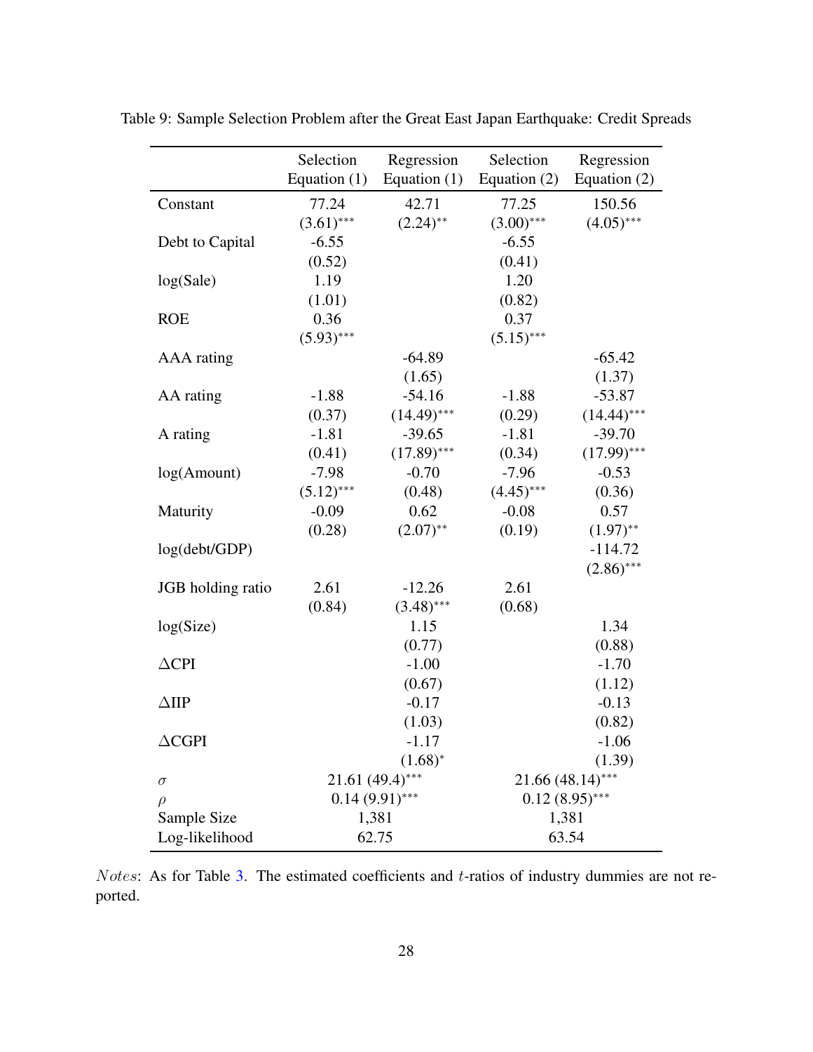Table 9: Sample Selection Problem after the Great East Japan Earthquake: Credit Spreads

| | Selection Equation (1) | Regression Equation (1) | Selection Equation (2) | Regression Equation (2) |
|---|---|---|---|---|
| Constant | 77.24 | 42.71 | 77.25 | 150.56 |
| | $(3.61)^{***}$ | $(2.24)^{**}$ | $(3.00)^{***}$ | $(4.05)^{***}$ |
| Debt to Capital | -6.55 | | -6.55 | |
| | (0.52) | | (0.41) | |
| log(Sale) | 1.19 | | 1.20 | |
| | (1.01) | | (0.82) | |
| ROE | 0.36 | | 0.37 | |
| | $(5.93)^{***}$ | | $(5.15)^{***}$ | |
| AAA rating | | -64.89 | | -65.42 |
| | | (1.65) | | (1.37) |
| AA rating | -1.88 | -54.16 | -1.88 | -53.87 |
| | (0.37) | $(14.49)^{***}$ | (0.29) | $(14.44)^{***}$ |
| A rating | -1.81 | -39.65 | -1.81 | -39.70 |
| | (0.41) | $(17.89)^{***}$ | (0.34) | $(17.99)^{***}$ |
| log(Amount) | -7.98 | -0.70 | -7.96 | -0.53 |
| | $(5.12)^{***}$ | (0.48) | $(4.45)^{***}$ | (0.36) |
| Maturity | -0.09 | 0.62 | -0.08 | 0.57 |
| | (0.28) | $(2.07)^{**}$ | (0.19) | $(1.97)^{**}$ |
| log(debt/GDP) | | | | -114.72 |
| | | | | $(2.86)^{***}$ |
| JGB holding ratio | 2.61 | -12.26 | 2.61 | |
| | (0.84) | $(3.48)^{***}$ | (0.68) | |
| log(Size) | | 1.15 | | 1.34 |
| | | (0.77) | | (0.88) |
| $\Delta$CPI | | -1.00 | | -1.70 |
| | | (0.67) | | (1.12) |
| $\Delta$IIP | | -0.17 | | -0.13 |
| | | (1.03) | | (0.82) |
| $\Delta$CGPI | | -1.17 | | -1.06 |
| | | $(1.68)^{*}$ | | (1.39) |
| $\sigma$ | $21.61\ (49.4)^{***}$ | | $21.66\ (48.14)^{***}$ | |
| $\rho$ | $0.14\ (9.91)^{***}$ | | $0.12\ (8.95)^{***}$ | |
| Sample Size | 1,381 | | 1,381 | |
| Log-likelihood | 62.75 | | 63.54 | |

*Notes*: As for Table 3. The estimated coefficients and $t$-ratios of industry dummies are not reported.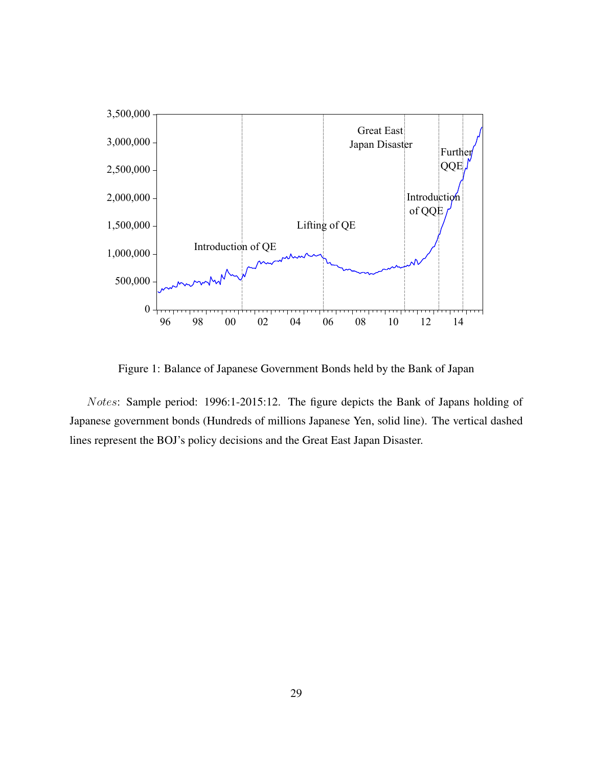3,500,000
3,000,000
2,500,000
2,000,000
1,500,000
1,000,000
500,000
0

96 98 00 02 04 06 08 10 12 14

Introduction of QE

Lifting of QE

Great East Japan Disaster

Introduction of QQE

Further QQE

Figure 1: Balance of Japanese Government Bonds held by the Bank of Japan

*Notes*: Sample period: 1996:1-2015:12. The figure depicts the Bank of Japans holding of Japanese government bonds (Hundreds of millions Japanese Yen, solid line). The vertical dashed lines represent the BOJ's policy decisions and the Great East Japan Disaster.